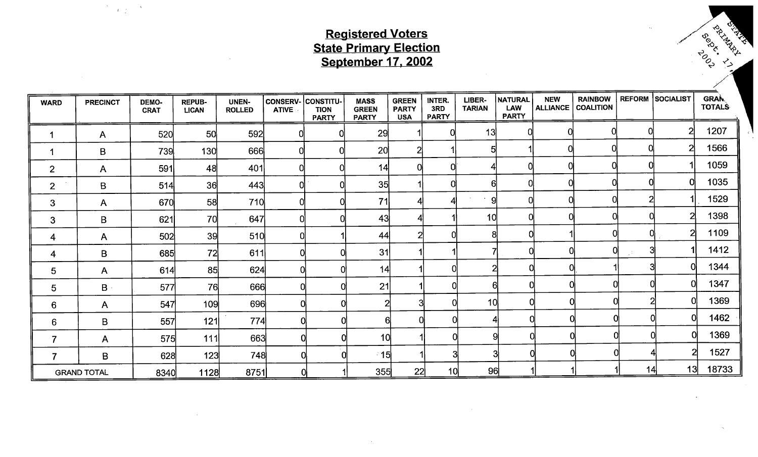# Registered Voters
## State Primary Election
## September 17, 2002

STATE PRIMARY Sept. 17, 2002

| WARD | PRECINCT | DEMO-CRAT | REPUB-LICAN | UNEN-ROLLED | CONSERV-ATIVE | CONSTITU-TION PARTY | MASS GREEN PARTY | GREEN PARTY USA | INTER. 3RD PARTY | LIBER-TARIAN | NATURAL LAW PARTY | NEW ALLIANCE | RAINBOW COALITION | REFORM | SOCIALIST | GRAND TOTALS |
|---|---|---|---|---|---|---|---|---|---|---|---|---|---|---|---|---|
| 1 | A | 520 | 50 | 592 | 0 | 0 | 29 | 1 | 0 | 13 | 0 | 0 | 0 | 0 | 2 | 1207 |
| 1 | B | 739 | 130 | 666 | 0 | 0 | 20 | 2 | 1 | 5 | 1 | 0 | 0 | 0 | 2 | 1566 |
| 2 | A | 591 | 48 | 401 | 0 | 0 | 14 | 0 | 0 | 4 | 0 | 0 | 0 | 0 | 1 | 1059 |
| 2 | B | 514 | 36 | 443 | 0 | 0 | 35 | 1 | 0 | 6 | 0 | 0 | 0 | 0 | 0 | 1035 |
| 3 | A | 670 | 58 | 710 | 0 | 0 | 71 | 4 | 4 | 9 | 0 | 0 | 0 | 2 | 1 | 1529 |
| 3 | B | 621 | 70 | 647 | 0 | 0 | 43 | 4 | 1 | 10 | 0 | 0 | 0 | 0 | 2 | 1398 |
| 4 | A | 502 | 39 | 510 | 0 | 1 | 44 | 2 | 0 | 8 | 0 | 1 | 0 | 0 | 2 | 1109 |
| 4 | B | 685 | 72 | 611 | 0 | 0 | 31 | 1 | 1 | 7 | 0 | 0 | 0 | 3 | 1 | 1412 |
| 5 | A | 614 | 85 | 624 | 0 | 0 | 14 | 1 | 0 | 2 | 0 | 0 | 1 | 3 | 0 | 1344 |
| 5 | B | 577 | 76 | 666 | 0 | 0 | 21 | 1 | 0 | 6 | 0 | 0 | 0 | 0 | 0 | 1347 |
| 6 | A | 547 | 109 | 696 | 0 | 0 | 2 | 3 | 0 | 10 | 0 | 0 | 0 | 2 | 0 | 1369 |
| 6 | B | 557 | 121 | 774 | 0 | 0 | 6 | 0 | 0 | 4 | 0 | 0 | 0 | 0 | 0 | 1462 |
| 7 | A | 575 | 111 | 663 | 0 | 0 | 10 | 1 | 0 | 9 | 0 | 0 | 0 | 0 | 0 | 1369 |
| 7 | B | 628 | 123 | 748 | 0 | 0 | 15 | 1 | 3 | 3 | 0 | 0 | 0 | 4 | 2 | 1527 |
| GRAND TOTAL | | 8340 | 1128 | 8751 | 0 | 1 | 355 | 22 | 10 | 96 | 1 | 1 | 1 | 14 | 13 | 18733 |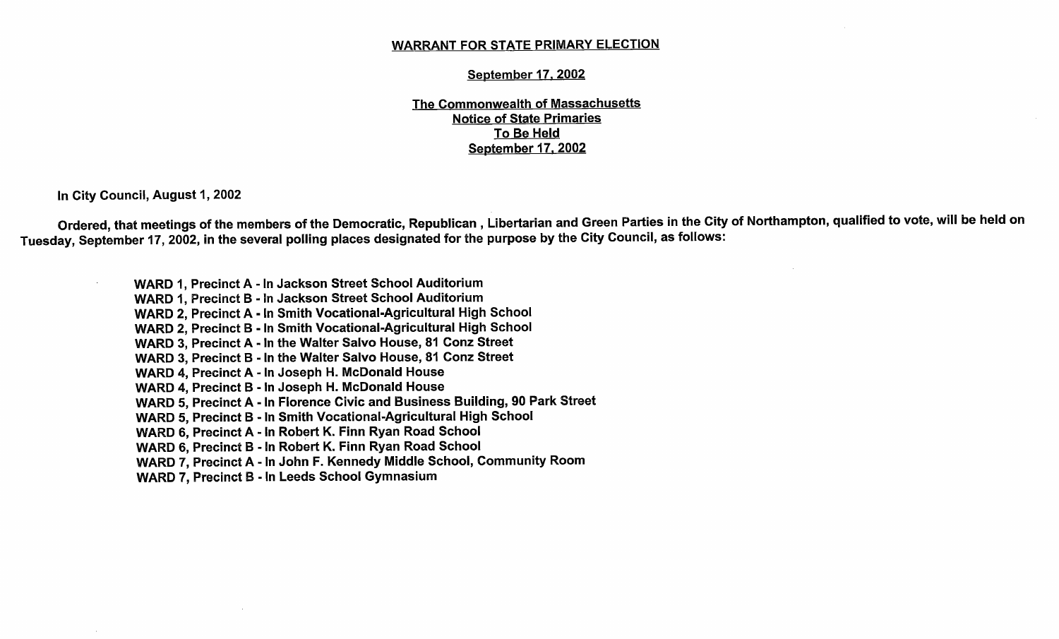## WARRANT FOR STATE PRIMARY ELECTION

**September 17, 2002**

**The Commonwealth of Massachusetts**
**Notice of State Primaries**
**To Be Held**
**September 17, 2002**

**In City Council, August 1, 2002**

**Ordered, that meetings of the members of the Democratic, Republican , Libertarian and Green Parties in the City of Northampton, qualified to vote, will be held on Tuesday, September 17, 2002, in the several polling places designated for the purpose by the City Council, as follows:**

**WARD 1, Precinct A - In Jackson Street School Auditorium**
**WARD 1, Precinct B - In Jackson Street School Auditorium**
**WARD 2, Precinct A - In Smith Vocational-Agricultural High School**
**WARD 2, Precinct B - In Smith Vocational-Agricultural High School**
**WARD 3, Precinct A - In the Walter Salvo House, 81 Conz Street**
**WARD 3, Precinct B - In the Walter Salvo House, 81 Conz Street**
**WARD 4, Precinct A - In Joseph H. McDonald House**
**WARD 4, Precinct B - In Joseph H. McDonald House**
**WARD 5, Precinct A - In Florence Civic and Business Building, 90 Park Street**
**WARD 5, Precinct B - In Smith Vocational-Agricultural High School**
**WARD 6, Precinct A - In Robert K. Finn Ryan Road School**
**WARD 6, Precinct B - In Robert K. Finn Ryan Road School**
**WARD 7, Precinct A - In John F. Kennedy Middle School, Community Room**
**WARD 7, Precinct B - In Leeds School Gymnasium**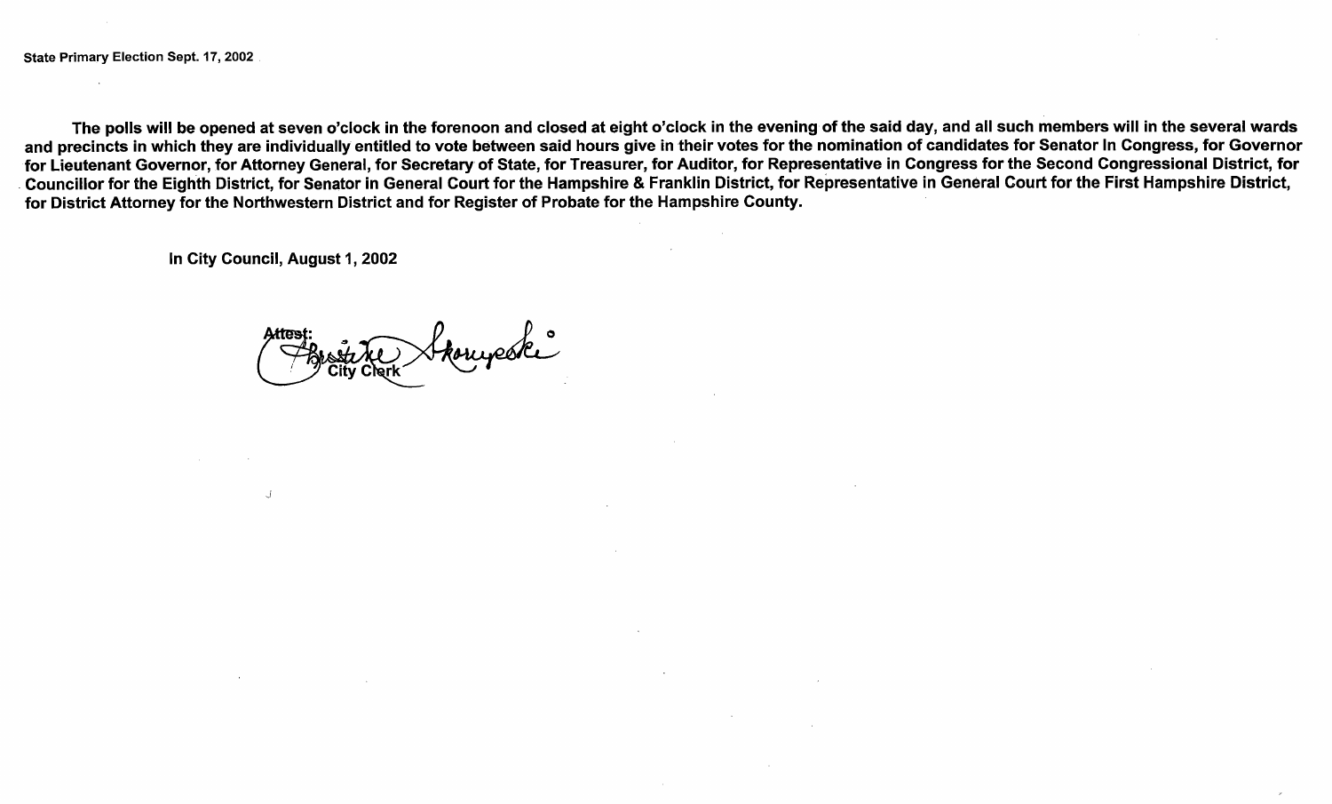**State Primary Election Sept. 17, 2002**

**The polls will be opened at seven o'clock in the forenoon and closed at eight o'clock in the evening of the said day, and all such members will in the several wards and precincts in which they are individually entitled to vote between said hours give in their votes for the nomination of candidates for Senator In Congress, for Governor for Lieutenant Governor, for Attorney General, for Secretary of State, for Treasurer, for Auditor, for Representative in Congress for the Second Congressional District, for Councillor for the Eighth District, for Senator in General Court for the Hampshire & Franklin District, for Representative in General Court for the First Hampshire District, for District Attorney for the Northwestern District and for Register of Probate for the Hampshire County.**

**In City Council, August 1, 2002**

**Attest:** Christine Skorupski
**City Clerk**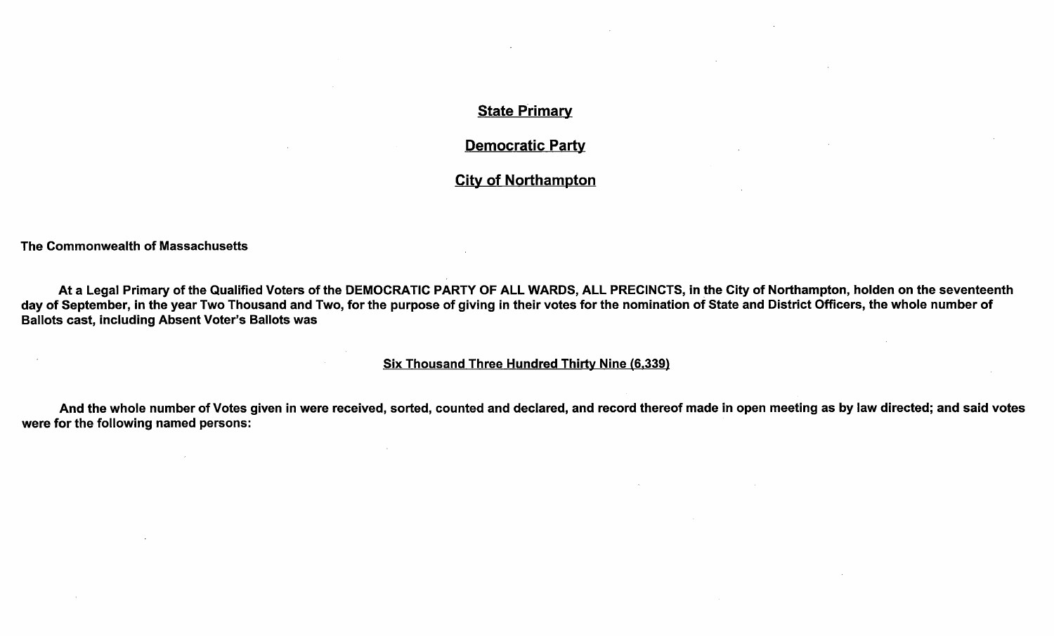## State Primary

## Democratic Party

## City of Northampton

**The Commonwealth of Massachusetts**

**At a Legal Primary of the Qualified Voters of the DEMOCRATIC PARTY OF ALL WARDS, ALL PRECINCTS, in the City of Northampton, holden on the seventeenth day of September, in the year Two Thousand and Two, for the purpose of giving in their votes for the nomination of State and District Officers, the whole number of Ballots cast, including Absent Voter's Ballots was**

**Six Thousand Three Hundred Thirty Nine (6,339)**

**And the whole number of Votes given in were received, sorted, counted and declared, and record thereof made in open meeting as by law directed; and said votes were for the following named persons:**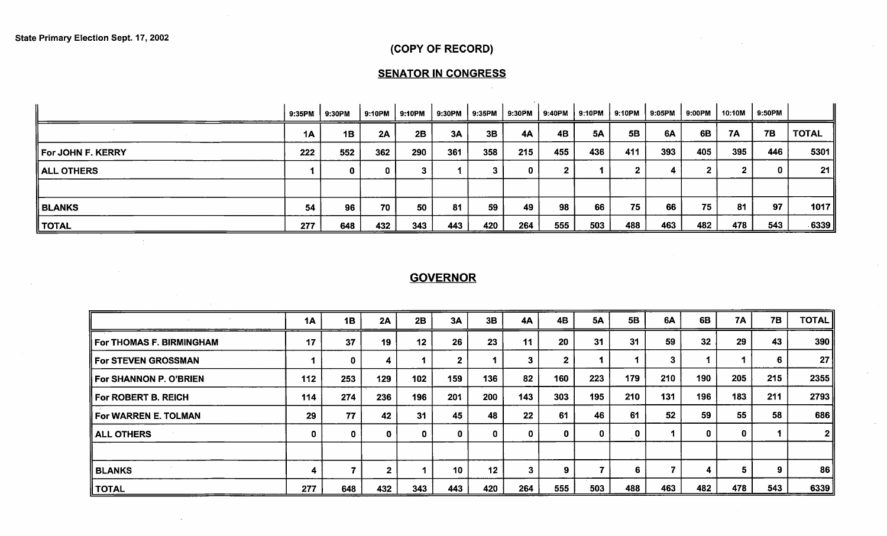State Primary Election Sept. 17, 2002

(COPY OF RECORD)

## SENATOR IN CONGRESS

| | 9:35PM | 9:30PM | 9:10PM | 9:10PM | 9:30PM | 9:35PM | 9:30PM | 9:40PM | 9:10PM | 9:10PM | 9:05PM | 9:00PM | 10:10M | 9:50PM | |
|---|---|---|---|---|---|---|---|---|---|---|---|---|---|---|---|
| | 1A | 1B | 2A | 2B | 3A | 3B | 4A | 4B | 5A | 5B | 6A | 6B | 7A | 7B | TOTAL |
| For JOHN F. KERRY | 222 | 552 | 362 | 290 | 361 | 358 | 215 | 455 | 436 | 411 | 393 | 405 | 395 | 446 | 5301 |
| ALL OTHERS | 1 | 0 | 0 | 3 | 1 | 3 | 0 | 2 | 1 | 2 | 4 | 2 | 2 | 0 | 21 |
| | | | | | | | | | | | | | | | |
| BLANKS | 54 | 96 | 70 | 50 | 81 | 59 | 49 | 98 | 66 | 75 | 66 | 75 | 81 | 97 | 1017 |
| TOTAL | 277 | 648 | 432 | 343 | 443 | 420 | 264 | 555 | 503 | 488 | 463 | 482 | 478 | 543 | 6339 |

## GOVERNOR

| | 1A | 1B | 2A | 2B | 3A | 3B | 4A | 4B | 5A | 5B | 6A | 6B | 7A | 7B | TOTAL |
|---|---|---|---|---|---|---|---|---|---|---|---|---|---|---|---|
| For THOMAS F. BIRMINGHAM | 17 | 37 | 19 | 12 | 26 | 23 | 11 | 20 | 31 | 31 | 59 | 32 | 29 | 43 | 390 |
| For STEVEN GROSSMAN | 1 | 0 | 4 | 1 | 2 | 1 | 3 | 2 | 1 | 1 | 3 | 1 | 1 | 6 | 27 |
| For SHANNON P. O'BRIEN | 112 | 253 | 129 | 102 | 159 | 136 | 82 | 160 | 223 | 179 | 210 | 190 | 205 | 215 | 2355 |
| For ROBERT B. REICH | 114 | 274 | 236 | 196 | 201 | 200 | 143 | 303 | 195 | 210 | 131 | 196 | 183 | 211 | 2793 |
| For WARREN E. TOLMAN | 29 | 77 | 42 | 31 | 45 | 48 | 22 | 61 | 46 | 61 | 52 | 59 | 55 | 58 | 686 |
| ALL OTHERS | 0 | 0 | 0 | 0 | 0 | 0 | 0 | 0 | 0 | 0 | 1 | 0 | 0 | 1 | 2 |
| | | | | | | | | | | | | | | | |
| BLANKS | 4 | 7 | 2 | 1 | 10 | 12 | 3 | 9 | 7 | 6 | 7 | 4 | 5 | 9 | 86 |
| TOTAL | 277 | 648 | 432 | 343 | 443 | 420 | 264 | 555 | 503 | 488 | 463 | 482 | 478 | 543 | 6339 |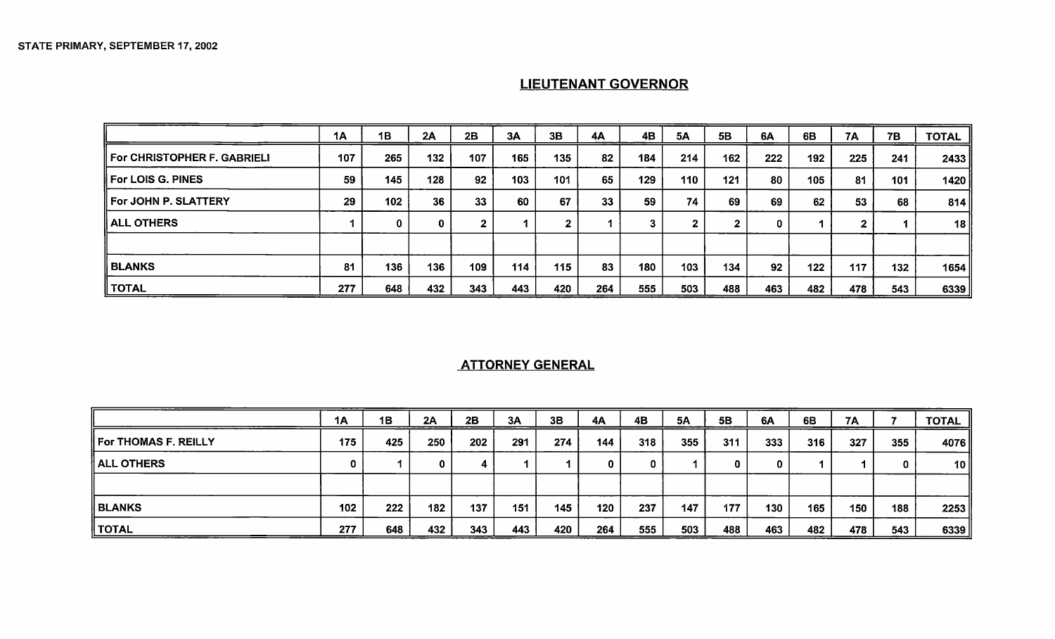STATE PRIMARY, SEPTEMBER 17, 2002

## LIEUTENANT GOVERNOR

| | 1A | 1B | 2A | 2B | 3A | 3B | 4A | 4B | 5A | 5B | 6A | 6B | 7A | 7B | TOTAL |
|---|---|---|---|---|---|---|---|---|---|---|---|---|---|---|---|
| For CHRISTOPHER F. GABRIELI | 107 | 265 | 132 | 107 | 165 | 135 | 82 | 184 | 214 | 162 | 222 | 192 | 225 | 241 | 2433 |
| For LOIS G. PINES | 59 | 145 | 128 | 92 | 103 | 101 | 65 | 129 | 110 | 121 | 80 | 105 | 81 | 101 | 1420 |
| For JOHN P. SLATTERY | 29 | 102 | 36 | 33 | 60 | 67 | 33 | 59 | 74 | 69 | 69 | 62 | 53 | 68 | 814 |
| ALL OTHERS | 1 | 0 | 0 | 2 | 1 | 2 | 1 | 3 | 2 | 2 | 0 | 1 | 2 | 1 | 18 |
| | | | | | | | | | | | | | | | |
| BLANKS | 81 | 136 | 136 | 109 | 114 | 115 | 83 | 180 | 103 | 134 | 92 | 122 | 117 | 132 | 1654 |
| TOTAL | 277 | 648 | 432 | 343 | 443 | 420 | 264 | 555 | 503 | 488 | 463 | 482 | 478 | 543 | 6339 |

## ATTORNEY GENERAL

| | 1A | 1B | 2A | 2B | 3A | 3B | 4A | 4B | 5A | 5B | 6A | 6B | 7A | 7 | TOTAL |
|---|---|---|---|---|---|---|---|---|---|---|---|---|---|---|---|
| For THOMAS F. REILLY | 175 | 425 | 250 | 202 | 291 | 274 | 144 | 318 | 355 | 311 | 333 | 316 | 327 | 355 | 4076 |
| ALL OTHERS | 0 | 1 | 0 | 4 | 1 | 1 | 0 | 0 | 1 | 0 | 0 | 1 | 1 | 0 | 10 |
| | | | | | | | | | | | | | | | |
| BLANKS | 102 | 222 | 182 | 137 | 151 | 145 | 120 | 237 | 147 | 177 | 130 | 165 | 150 | 188 | 2253 |
| TOTAL | 277 | 648 | 432 | 343 | 443 | 420 | 264 | 555 | 503 | 488 | 463 | 482 | 478 | 543 | 6339 |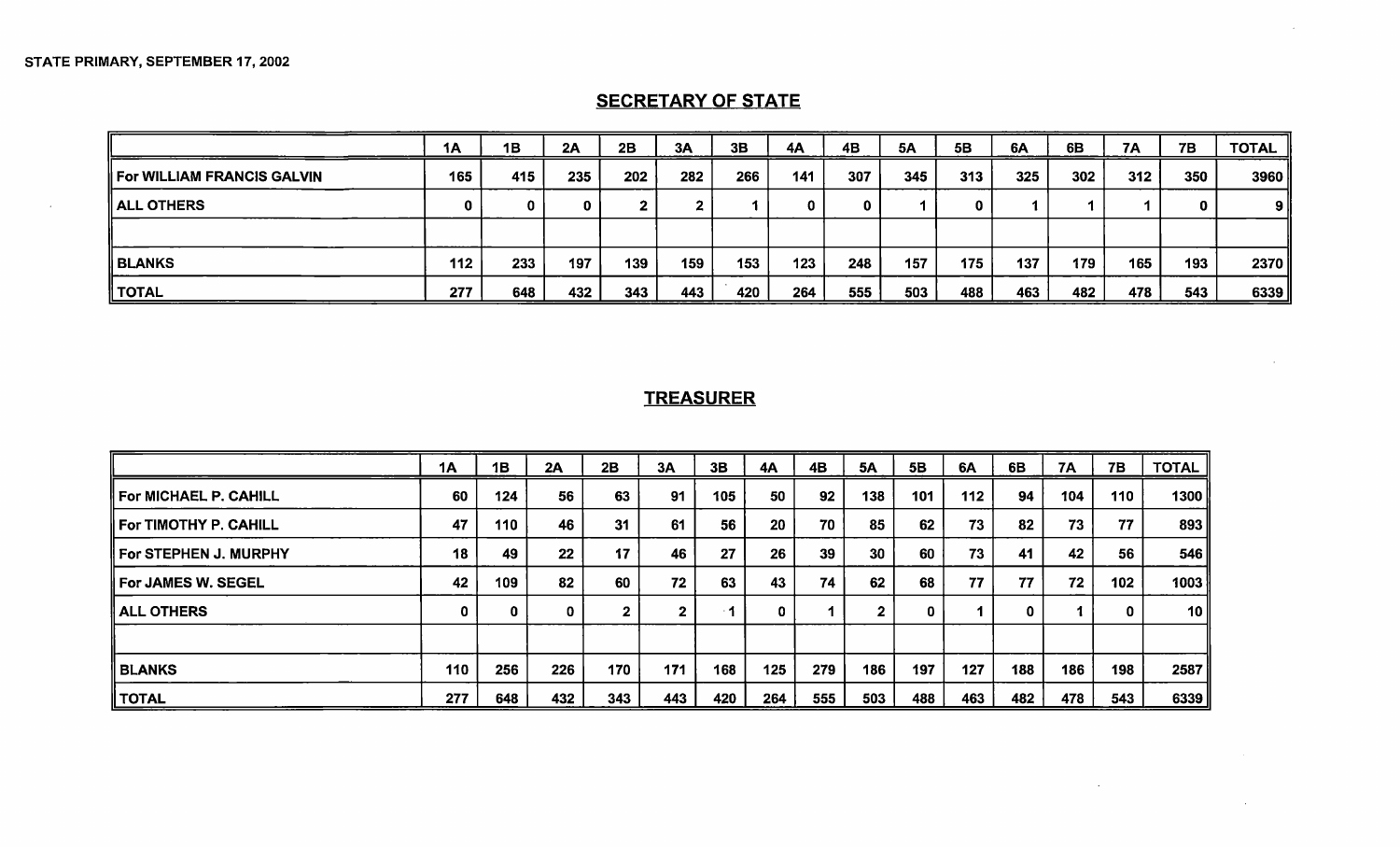STATE PRIMARY, SEPTEMBER 17, 2002

## SECRETARY OF STATE

| | 1A | 1B | 2A | 2B | 3A | 3B | 4A | 4B | 5A | 5B | 6A | 6B | 7A | 7B | TOTAL |
|---|---|---|---|---|---|---|---|---|---|---|---|---|---|---|---|
| For WILLIAM FRANCIS GALVIN | 165 | 415 | 235 | 202 | 282 | 266 | 141 | 307 | 345 | 313 | 325 | 302 | 312 | 350 | 3960 |
| ALL OTHERS | 0 | 0 | 0 | 2 | 2 | 1 | 0 | 0 | 1 | 0 | 1 | 1 | 1 | 0 | 9 |
| | | | | | | | | | | | | | | | |
| BLANKS | 112 | 233 | 197 | 139 | 159 | 153 | 123 | 248 | 157 | 175 | 137 | 179 | 165 | 193 | 2370 |
| TOTAL | 277 | 648 | 432 | 343 | 443 | 420 | 264 | 555 | 503 | 488 | 463 | 482 | 478 | 543 | 6339 |

## TREASURER

| | 1A | 1B | 2A | 2B | 3A | 3B | 4A | 4B | 5A | 5B | 6A | 6B | 7A | 7B | TOTAL |
|---|---|---|---|---|---|---|---|---|---|---|---|---|---|---|---|
| For MICHAEL P. CAHILL | 60 | 124 | 56 | 63 | 91 | 105 | 50 | 92 | 138 | 101 | 112 | 94 | 104 | 110 | 1300 |
| For TIMOTHY P. CAHILL | 47 | 110 | 46 | 31 | 61 | 56 | 20 | 70 | 85 | 62 | 73 | 82 | 73 | 77 | 893 |
| For STEPHEN J. MURPHY | 18 | 49 | 22 | 17 | 46 | 27 | 26 | 39 | 30 | 60 | 73 | 41 | 42 | 56 | 546 |
| For JAMES W. SEGEL | 42 | 109 | 82 | 60 | 72 | 63 | 43 | 74 | 62 | 68 | 77 | 77 | 72 | 102 | 1003 |
| ALL OTHERS | 0 | 0 | 0 | 2 | 2 | 1 | 0 | 1 | 2 | 0 | 1 | 0 | 1 | 0 | 10 |
| | | | | | | | | | | | | | | | |
| BLANKS | 110 | 256 | 226 | 170 | 171 | 168 | 125 | 279 | 186 | 197 | 127 | 188 | 186 | 198 | 2587 |
| TOTAL | 277 | 648 | 432 | 343 | 443 | 420 | 264 | 555 | 503 | 488 | 463 | 482 | 478 | 543 | 6339 |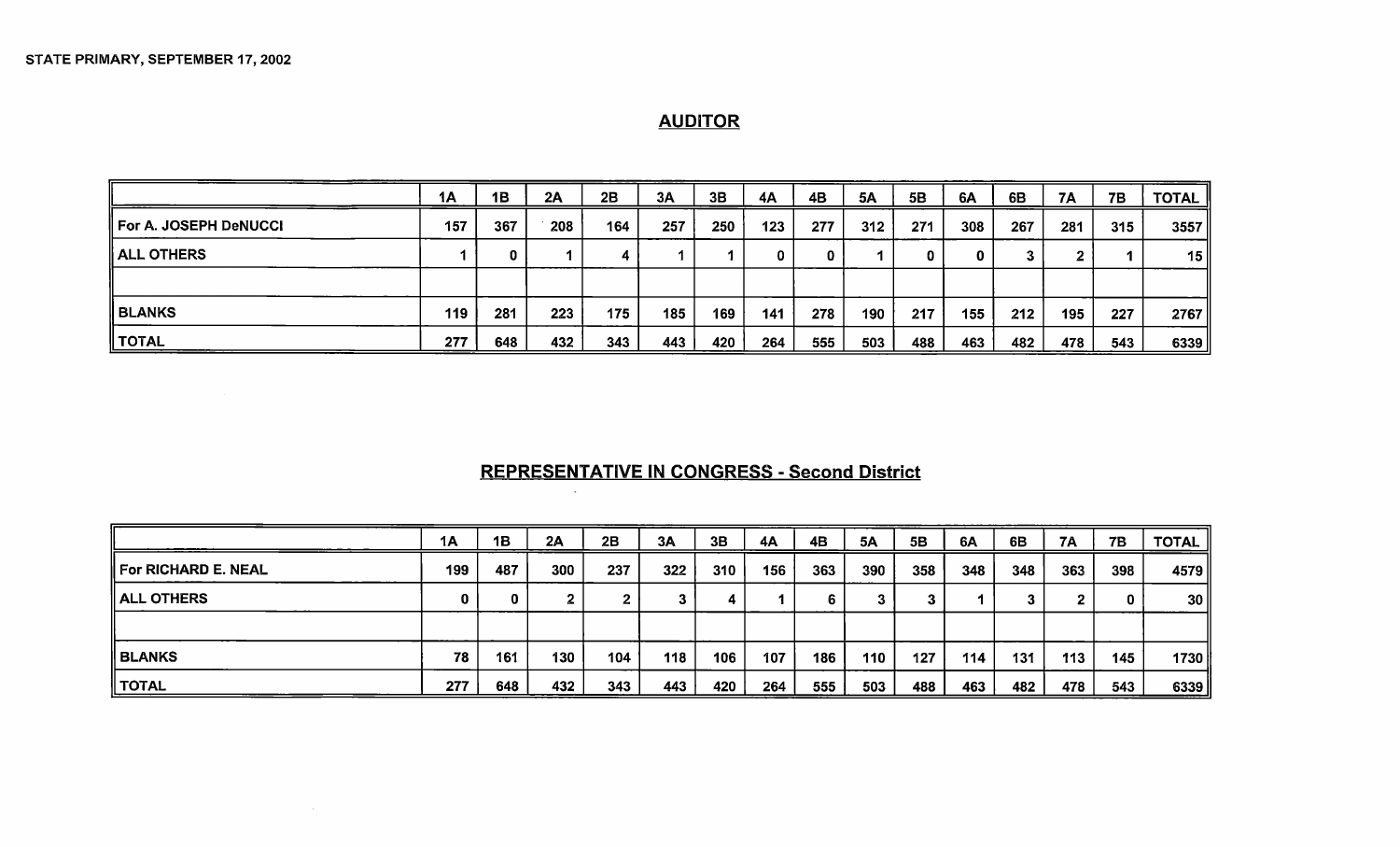STATE PRIMARY, SEPTEMBER 17, 2002

## AUDITOR

| | 1A | 1B | 2A | 2B | 3A | 3B | 4A | 4B | 5A | 5B | 6A | 6B | 7A | 7B | TOTAL |
|---|---|---|---|---|---|---|---|---|---|---|---|---|---|---|---|
| For A. JOSEPH DeNUCCI | 157 | 367 | 208 | 164 | 257 | 250 | 123 | 277 | 312 | 271 | 308 | 267 | 281 | 315 | 3557 |
| ALL OTHERS | 1 | 0 | 1 | 4 | 1 | 1 | 0 | 0 | 1 | 0 | 0 | 3 | 2 | 1 | 15 |
| | | | | | | | | | | | | | | | |
| BLANKS | 119 | 281 | 223 | 175 | 185 | 169 | 141 | 278 | 190 | 217 | 155 | 212 | 195 | 227 | 2767 |
| TOTAL | 277 | 648 | 432 | 343 | 443 | 420 | 264 | 555 | 503 | 488 | 463 | 482 | 478 | 543 | 6339 |

## REPRESENTATIVE IN CONGRESS - Second District

| | 1A | 1B | 2A | 2B | 3A | 3B | 4A | 4B | 5A | 5B | 6A | 6B | 7A | 7B | TOTAL |
|---|---|---|---|---|---|---|---|---|---|---|---|---|---|---|---|
| For RICHARD E. NEAL | 199 | 487 | 300 | 237 | 322 | 310 | 156 | 363 | 390 | 358 | 348 | 348 | 363 | 398 | 4579 |
| ALL OTHERS | 0 | 0 | 2 | 2 | 3 | 4 | 1 | 6 | 3 | 3 | 1 | 3 | 2 | 0 | 30 |
| | | | | | | | | | | | | | | | |
| BLANKS | 78 | 161 | 130 | 104 | 118 | 106 | 107 | 186 | 110 | 127 | 114 | 131 | 113 | 145 | 1730 |
| TOTAL | 277 | 648 | 432 | 343 | 443 | 420 | 264 | 555 | 503 | 488 | 463 | 482 | 478 | 543 | 6339 |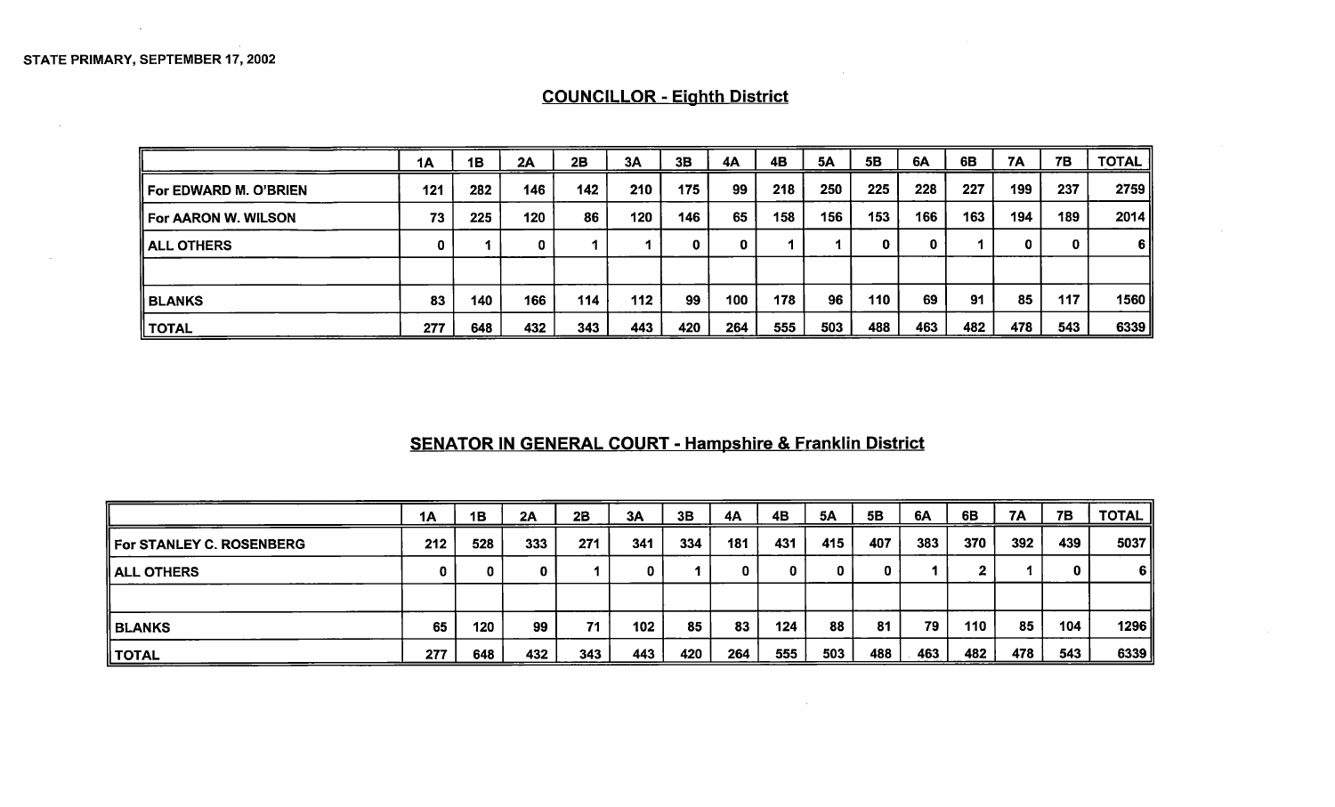STATE PRIMARY, SEPTEMBER 17, 2002

## COUNCILLOR - Eighth District

| | 1A | 1B | 2A | 2B | 3A | 3B | 4A | 4B | 5A | 5B | 6A | 6B | 7A | 7B | TOTAL |
|---|---|---|---|---|---|---|---|---|---|---|---|---|---|---|---|
| For EDWARD M. O'BRIEN | 121 | 282 | 146 | 142 | 210 | 175 | 99 | 218 | 250 | 225 | 228 | 227 | 199 | 237 | 2759 |
| For AARON W. WILSON | 73 | 225 | 120 | 86 | 120 | 146 | 65 | 158 | 156 | 153 | 166 | 163 | 194 | 189 | 2014 |
| ALL OTHERS | 0 | 1 | 0 | 1 | 1 | 0 | 0 | 1 | 1 | 0 | 0 | 1 | 0 | 0 | 6 |
| | | | | | | | | | | | | | | | |
| BLANKS | 83 | 140 | 166 | 114 | 112 | 99 | 100 | 178 | 96 | 110 | 69 | 91 | 85 | 117 | 1560 |
| TOTAL | 277 | 648 | 432 | 343 | 443 | 420 | 264 | 555 | 503 | 488 | 463 | 482 | 478 | 543 | 6339 |

## SENATOR IN GENERAL COURT - Hampshire & Franklin District

| | 1A | 1B | 2A | 2B | 3A | 3B | 4A | 4B | 5A | 5B | 6A | 6B | 7A | 7B | TOTAL |
|---|---|---|---|---|---|---|---|---|---|---|---|---|---|---|---|
| For STANLEY C. ROSENBERG | 212 | 528 | 333 | 271 | 341 | 334 | 181 | 431 | 415 | 407 | 383 | 370 | 392 | 439 | 5037 |
| ALL OTHERS | 0 | 0 | 0 | 1 | 0 | 1 | 0 | 0 | 0 | 0 | 1 | 2 | 1 | 0 | 6 |
| | | | | | | | | | | | | | | | |
| BLANKS | 65 | 120 | 99 | 71 | 102 | 85 | 83 | 124 | 88 | 81 | 79 | 110 | 85 | 104 | 1296 |
| TOTAL | 277 | 648 | 432 | 343 | 443 | 420 | 264 | 555 | 503 | 488 | 463 | 482 | 478 | 543 | 6339 |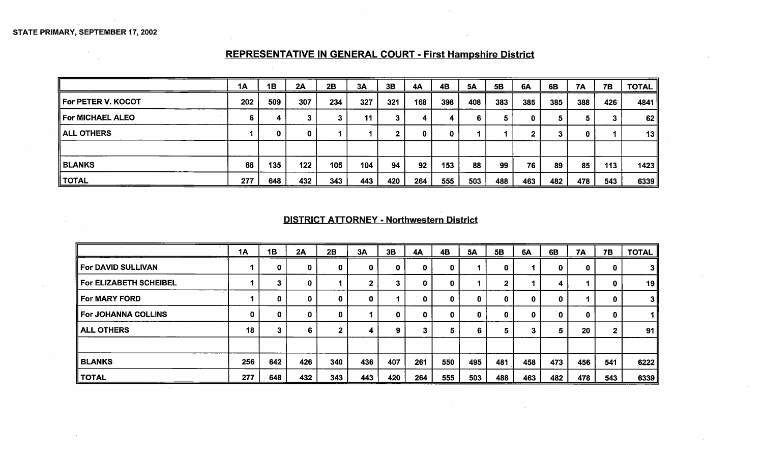STATE PRIMARY, SEPTEMBER 17, 2002

## REPRESENTATIVE IN GENERAL COURT - First Hampshire District

| | 1A | 1B | 2A | 2B | 3A | 3B | 4A | 4B | 5A | 5B | 6A | 6B | 7A | 7B | TOTAL |
|---|---|---|---|---|---|---|---|---|---|---|---|---|---|---|---|
| For PETER V. KOCOT | 202 | 509 | 307 | 234 | 327 | 321 | 168 | 398 | 408 | 383 | 385 | 385 | 388 | 426 | 4841 |
| For MICHAEL ALEO | 6 | 4 | 3 | 3 | 11 | 3 | 4 | 4 | 6 | 5 | 0 | 5 | 5 | 3 | 62 |
| ALL OTHERS | 1 | 0 | 0 | 1 | 1 | 2 | 0 | 0 | 1 | 1 | 2 | 3 | 0 | 1 | 13 |
| | | | | | | | | | | | | | | | |
| BLANKS | 68 | 135 | 122 | 105 | 104 | 94 | 92 | 153 | 88 | 99 | 76 | 89 | 85 | 113 | 1423 |
| TOTAL | 277 | 648 | 432 | 343 | 443 | 420 | 264 | 555 | 503 | 488 | 463 | 482 | 478 | 543 | 6339 |

## DISTRICT ATTORNEY - Northwestern District

| | 1A | 1B | 2A | 2B | 3A | 3B | 4A | 4B | 5A | 5B | 6A | 6B | 7A | 7B | TOTAL |
|---|---|---|---|---|---|---|---|---|---|---|---|---|---|---|---|
| For DAVID SULLIVAN | 1 | 0 | 0 | 0 | 0 | 0 | 0 | 0 | 1 | 0 | 1 | 0 | 0 | 0 | 3 |
| For ELIZABETH SCHEIBEL | 1 | 3 | 0 | 1 | 2 | 3 | 0 | 0 | 1 | 2 | 1 | 4 | 1 | 0 | 19 |
| For MARY FORD | 1 | 0 | 0 | 0 | 0 | 1 | 0 | 0 | 0 | 0 | 0 | 0 | 1 | 0 | 3 |
| For JOHANNA COLLINS | 0 | 0 | 0 | 0 | 1 | 0 | 0 | 0 | 0 | 0 | 0 | 0 | 0 | 0 | 1 |
| ALL OTHERS | 18 | 3 | 6 | 2 | 4 | 9 | 3 | 5 | 6 | 5 | 3 | 5 | 20 | 2 | 91 |
| | | | | | | | | | | | | | | | |
| BLANKS | 256 | 642 | 426 | 340 | 436 | 407 | 261 | 550 | 495 | 481 | 458 | 473 | 456 | 541 | 6222 |
| TOTAL | 277 | 648 | 432 | 343 | 443 | 420 | 264 | 555 | 503 | 488 | 463 | 482 | 478 | 543 | 6339 |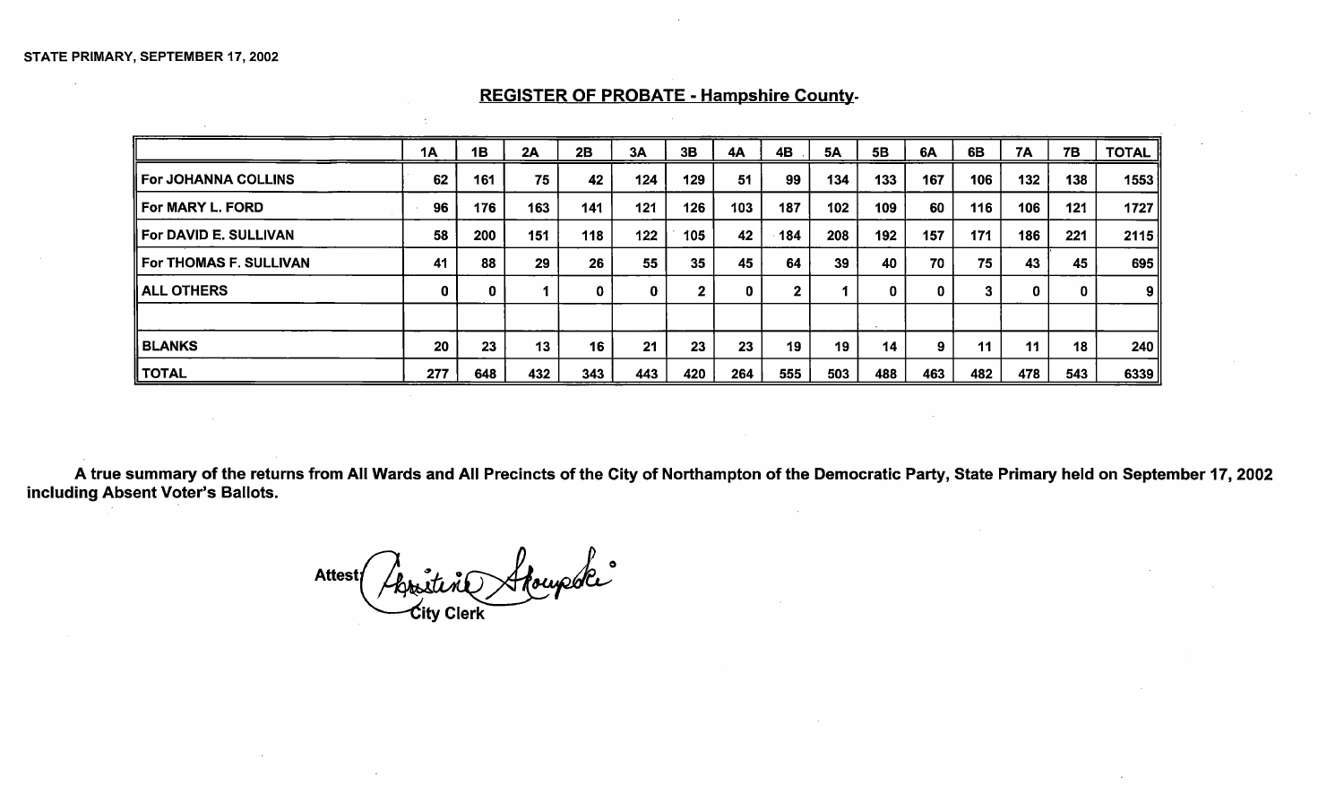STATE PRIMARY, SEPTEMBER 17, 2002

## REGISTER OF PROBATE - Hampshire County-

| | 1A | 1B | 2A | 2B | 3A | 3B | 4A | 4B | 5A | 5B | 6A | 6B | 7A | 7B | TOTAL |
|---|---|---|---|---|---|---|---|---|---|---|---|---|---|---|---|
| For JOHANNA COLLINS | 62 | 161 | 75 | 42 | 124 | 129 | 51 | 99 | 134 | 133 | 167 | 106 | 132 | 138 | 1553 |
| For MARY L. FORD | 96 | 176 | 163 | 141 | 121 | 126 | 103 | 187 | 102 | 109 | 60 | 116 | 106 | 121 | 1727 |
| For DAVID E. SULLIVAN | 58 | 200 | 151 | 118 | 122 | 105 | 42 | 184 | 208 | 192 | 157 | 171 | 186 | 221 | 2115 |
| For THOMAS F. SULLIVAN | 41 | 88 | 29 | 26 | 55 | 35 | 45 | 64 | 39 | 40 | 70 | 75 | 43 | 45 | 695 |
| ALL OTHERS | 0 | 0 | 1 | 0 | 0 | 2 | 0 | 2 | 1 | 0 | 0 | 3 | 0 | 0 | 9 |
| | | | | | | | | | | | | | | | |
| BLANKS | 20 | 23 | 13 | 16 | 21 | 23 | 23 | 19 | 19 | 14 | 9 | 11 | 11 | 18 | 240 |
| TOTAL | 277 | 648 | 432 | 343 | 443 | 420 | 264 | 555 | 503 | 488 | 463 | 482 | 478 | 543 | 6339 |

**A true summary of the returns from All Wards and All Precincts of the City of Northampton of the Democratic Party, State Primary held on September 17, 2002 including Absent Voter's Ballots.**

Attest: Christine Skorupski
City Clerk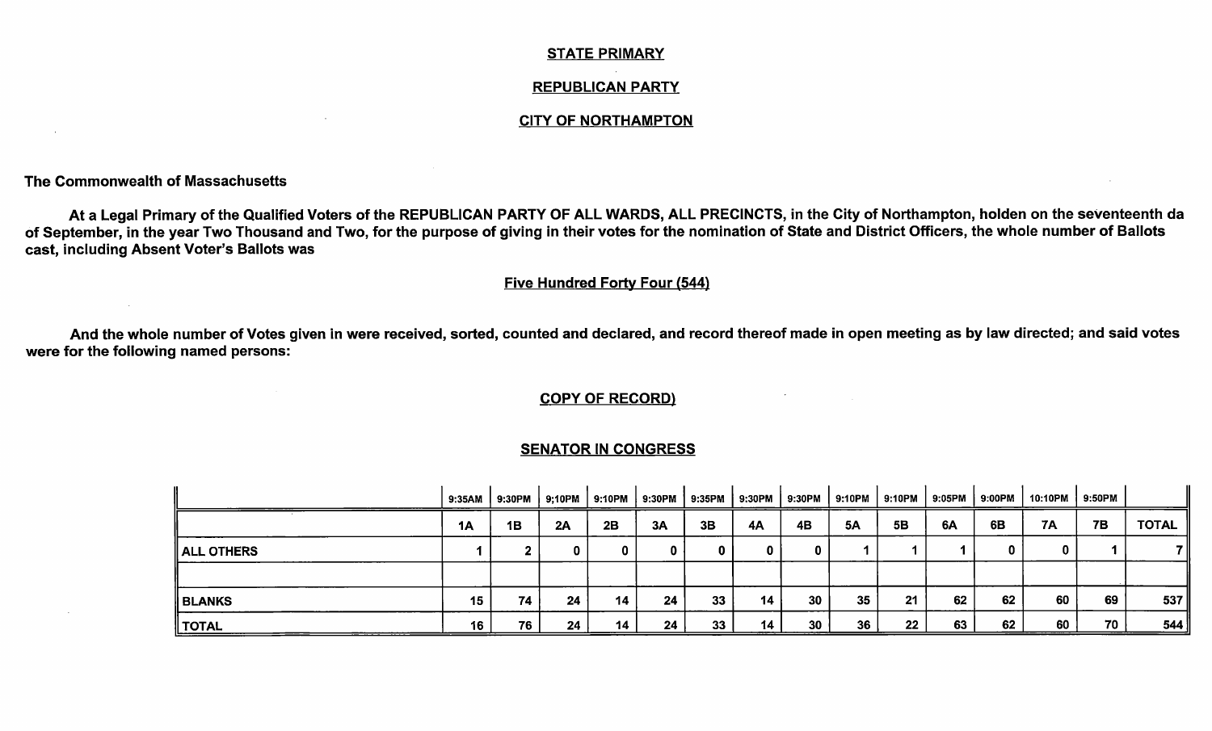## STATE PRIMARY

## REPUBLICAN PARTY

## CITY OF NORTHAMPTON

**The Commonwealth of Massachusetts**

**At a Legal Primary of the Qualified Voters of the REPUBLICAN PARTY OF ALL WARDS, ALL PRECINCTS, in the City of Northampton, holden on the seventeenth da of September, in the year Two Thousand and Two, for the purpose of giving in their votes for the nomination of State and District Officers, the whole number of Ballots cast, including Absent Voter's Ballots was**

**Five Hundred Forty Four (544)**

**And the whole number of Votes given in were received, sorted, counted and declared, and record thereof made in open meeting as by law directed; and said votes were for the following named persons:**

**COPY OF RECORD)**

### SENATOR IN CONGRESS

| | 9:35AM | 9:30PM | 9;10PM | 9:10PM | 9:30PM | 9:35PM | 9:30PM | 9:30PM | 9:10PM | 9:10PM | 9:05PM | 9:00PM | 10:10PM | 9:50PM | |
|---|---|---|---|---|---|---|---|---|---|---|---|---|---|---|---|
| | **1A** | **1B** | **2A** | **2B** | **3A** | **3B** | **4A** | **4B** | **5A** | **5B** | **6A** | **6B** | **7A** | **7B** | **TOTAL** |
| **ALL OTHERS** | 1 | 2 | 0 | 0 | 0 | 0 | 0 | 0 | 1 | 1 | 1 | 0 | 0 | 1 | 7 |
| | | | | | | | | | | | | | | | |
| **BLANKS** | 15 | 74 | 24 | 14 | 24 | 33 | 14 | 30 | 35 | 21 | 62 | 62 | 60 | 69 | 537 |
| **TOTAL** | 16 | 76 | 24 | 14 | 24 | 33 | 14 | 30 | 36 | 22 | 63 | 62 | 60 | 70 | 544 |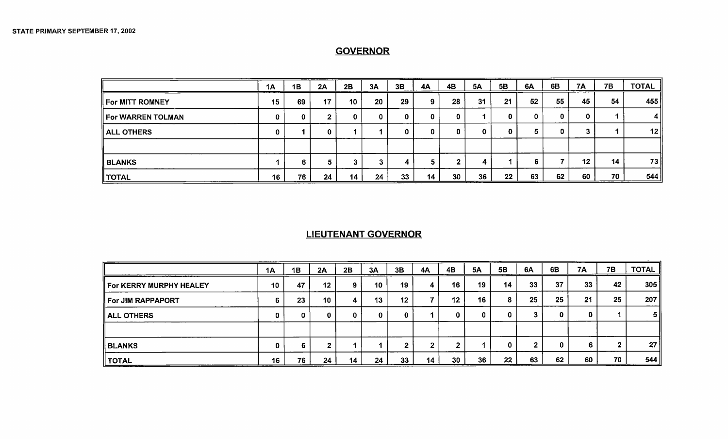STATE PRIMARY SEPTEMBER 17, 2002

## GOVERNOR

| | 1A | 1B | 2A | 2B | 3A | 3B | 4A | 4B | 5A | 5B | 6A | 6B | 7A | 7B | TOTAL |
|---|---|---|---|---|---|---|---|---|---|---|---|---|---|---|---|
| For MITT ROMNEY | 15 | 69 | 17 | 10 | 20 | 29 | 9 | 28 | 31 | 21 | 52 | 55 | 45 | 54 | 455 |
| For WARREN TOLMAN | 0 | 0 | 2 | 0 | 0 | 0 | 0 | 0 | 1 | 0 | 0 | 0 | 0 | 1 | 4 |
| ALL OTHERS | 0 | 1 | 0 | 1 | 1 | 0 | 0 | 0 | 0 | 0 | 5 | 0 | 3 | 1 | 12 |
| | | | | | | | | | | | | | | | |
| BLANKS | 1 | 6 | 5 | 3 | 3 | 4 | 5 | 2 | 4 | 1 | 6 | 7 | 12 | 14 | 73 |
| TOTAL | 16 | 76 | 24 | 14 | 24 | 33 | 14 | 30 | 36 | 22 | 63 | 62 | 60 | 70 | 544 |

## LIEUTENANT GOVERNOR

| | 1A | 1B | 2A | 2B | 3A | 3B | 4A | 4B | 5A | 5B | 6A | 6B | 7A | 7B | TOTAL |
|---|---|---|---|---|---|---|---|---|---|---|---|---|---|---|---|
| For KERRY MURPHY HEALEY | 10 | 47 | 12 | 9 | 10 | 19 | 4 | 16 | 19 | 14 | 33 | 37 | 33 | 42 | 305 |
| For JIM RAPPAPORT | 6 | 23 | 10 | 4 | 13 | 12 | 7 | 12 | 16 | 8 | 25 | 25 | 21 | 25 | 207 |
| ALL OTHERS | 0 | 0 | 0 | 0 | 0 | 0 | 1 | 0 | 0 | 0 | 3 | 0 | 0 | 1 | 5 |
| | | | | | | | | | | | | | | | |
| BLANKS | 0 | 6 | 2 | 1 | 1 | 2 | 2 | 2 | 1 | 0 | 2 | 0 | 6 | 2 | 27 |
| TOTAL | 16 | 76 | 24 | 14 | 24 | 33 | 14 | 30 | 36 | 22 | 63 | 62 | 60 | 70 | 544 |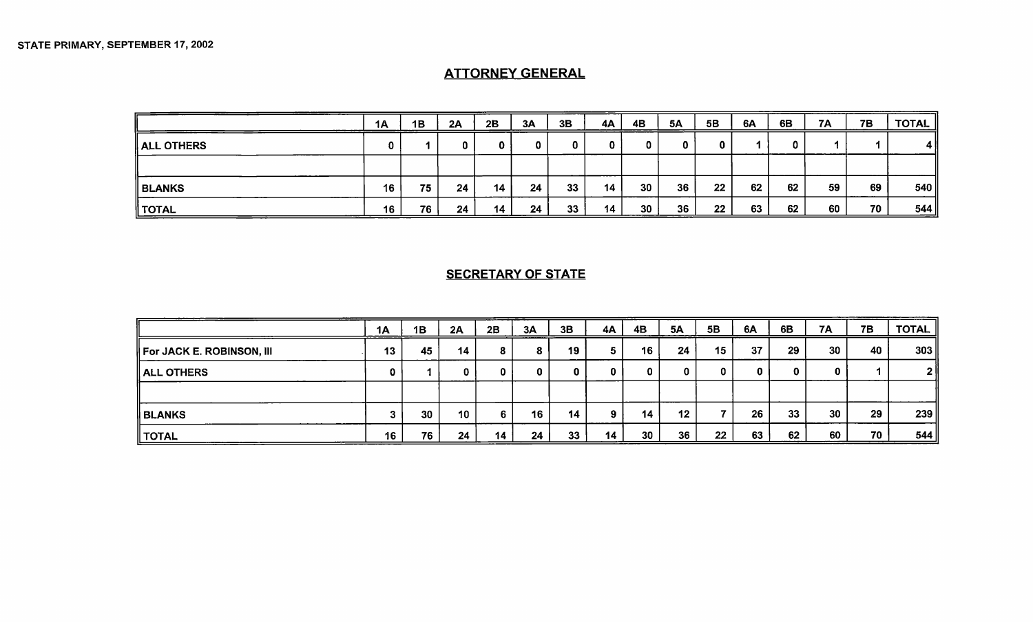STATE PRIMARY, SEPTEMBER 17, 2002

## ATTORNEY GENERAL

| | 1A | 1B | 2A | 2B | 3A | 3B | 4A | 4B | 5A | 5B | 6A | 6B | 7A | 7B | TOTAL |
|---|---|---|---|---|---|---|---|---|---|---|---|---|---|---|---|
| ALL OTHERS | 0 | 1 | 0 | 0 | 0 | 0 | 0 | 0 | 0 | 0 | 1 | 0 | 1 | 1 | 4 |
| | | | | | | | | | | | | | | | |
| BLANKS | 16 | 75 | 24 | 14 | 24 | 33 | 14 | 30 | 36 | 22 | 62 | 62 | 59 | 69 | 540 |
| TOTAL | 16 | 76 | 24 | 14 | 24 | 33 | 14 | 30 | 36 | 22 | 63 | 62 | 60 | 70 | 544 |

## SECRETARY OF STATE

| | 1A | 1B | 2A | 2B | 3A | 3B | 4A | 4B | 5A | 5B | 6A | 6B | 7A | 7B | TOTAL |
|---|---|---|---|---|---|---|---|---|---|---|---|---|---|---|---|
| For JACK E. ROBINSON, III | 13 | 45 | 14 | 8 | 8 | 19 | 5 | 16 | 24 | 15 | 37 | 29 | 30 | 40 | 303 |
| ALL OTHERS | 0 | 1 | 0 | 0 | 0 | 0 | 0 | 0 | 0 | 0 | 0 | 0 | 0 | 1 | 2 |
| | | | | | | | | | | | | | | | |
| BLANKS | 3 | 30 | 10 | 6 | 16 | 14 | 9 | 14 | 12 | 7 | 26 | 33 | 30 | 29 | 239 |
| TOTAL | 16 | 76 | 24 | 14 | 24 | 33 | 14 | 30 | 36 | 22 | 63 | 62 | 60 | 70 | 544 |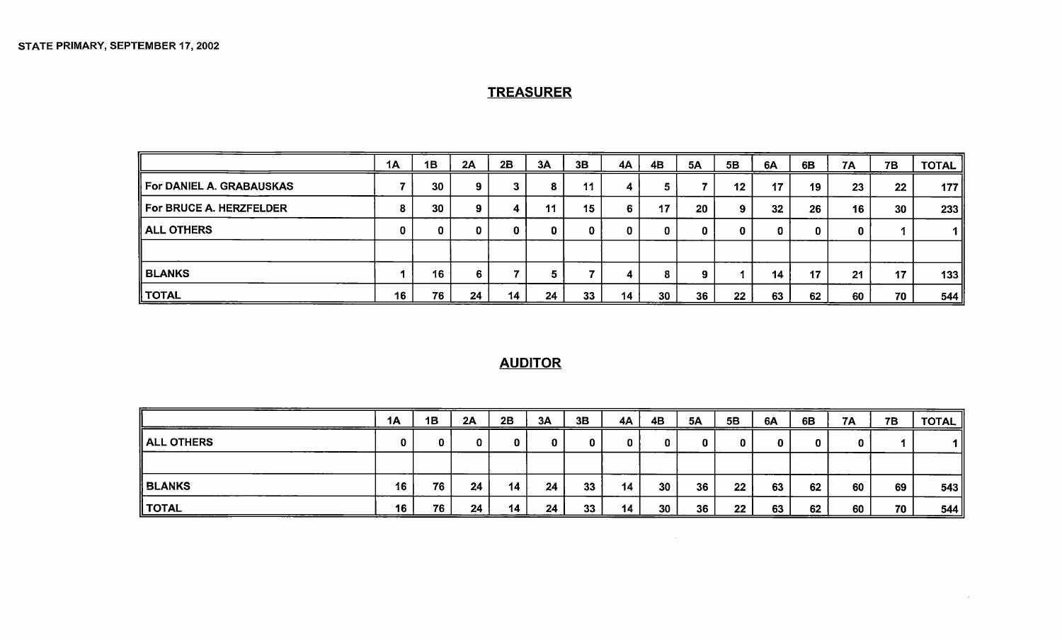STATE PRIMARY, SEPTEMBER 17, 2002

## TREASURER

| | 1A | 1B | 2A | 2B | 3A | 3B | 4A | 4B | 5A | 5B | 6A | 6B | 7A | 7B | TOTAL |
|---|---|---|---|---|---|---|---|---|---|---|---|---|---|---|---|
| For DANIEL A. GRABAUSKAS | 7 | 30 | 9 | 3 | 8 | 11 | 4 | 5 | 7 | 12 | 17 | 19 | 23 | 22 | 177 |
| For BRUCE A. HERZFELDER | 8 | 30 | 9 | 4 | 11 | 15 | 6 | 17 | 20 | 9 | 32 | 26 | 16 | 30 | 233 |
| ALL OTHERS | 0 | 0 | 0 | 0 | 0 | 0 | 0 | 0 | 0 | 0 | 0 | 0 | 0 | 1 | 1 |
| | | | | | | | | | | | | | | | |
| BLANKS | 1 | 16 | 6 | 7 | 5 | 7 | 4 | 8 | 9 | 1 | 14 | 17 | 21 | 17 | 133 |
| TOTAL | 16 | 76 | 24 | 14 | 24 | 33 | 14 | 30 | 36 | 22 | 63 | 62 | 60 | 70 | 544 |

## AUDITOR

| | 1A | 1B | 2A | 2B | 3A | 3B | 4A | 4B | 5A | 5B | 6A | 6B | 7A | 7B | TOTAL |
|---|---|---|---|---|---|---|---|---|---|---|---|---|---|---|---|
| ALL OTHERS | 0 | 0 | 0 | 0 | 0 | 0 | 0 | 0 | 0 | 0 | 0 | 0 | 0 | 1 | 1 |
| | | | | | | | | | | | | | | | |
| BLANKS | 16 | 76 | 24 | 14 | 24 | 33 | 14 | 30 | 36 | 22 | 63 | 62 | 60 | 69 | 543 |
| TOTAL | 16 | 76 | 24 | 14 | 24 | 33 | 14 | 30 | 36 | 22 | 63 | 62 | 60 | 70 | 544 |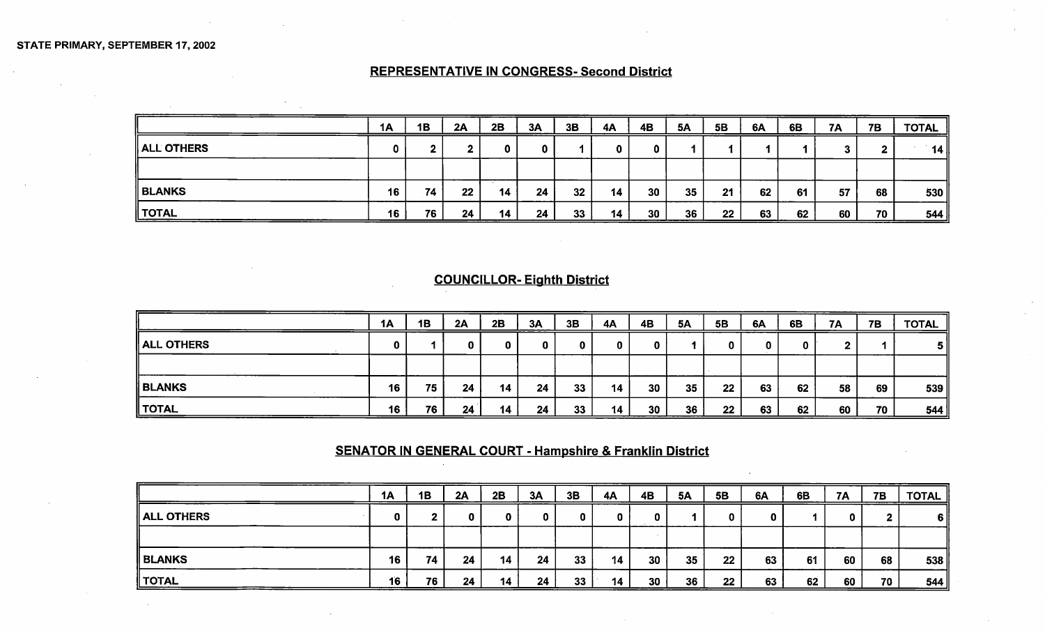STATE PRIMARY, SEPTEMBER 17, 2002

## REPRESENTATIVE IN CONGRESS- Second District

| | 1A | 1B | 2A | 2B | 3A | 3B | 4A | 4B | 5A | 5B | 6A | 6B | 7A | 7B | TOTAL |
|---|---|---|---|---|---|---|---|---|---|---|---|---|---|---|---|
| ALL OTHERS | 0 | 2 | 2 | 0 | 0 | 1 | 0 | 0 | 1 | 1 | 1 | 1 | 3 | 2 | 14 |
| | | | | | | | | | | | | | | | |
| BLANKS | 16 | 74 | 22 | 14 | 24 | 32 | 14 | 30 | 35 | 21 | 62 | 61 | 57 | 68 | 530 |
| TOTAL | 16 | 76 | 24 | 14 | 24 | 33 | 14 | 30 | 36 | 22 | 63 | 62 | 60 | 70 | 544 |

## COUNCILLOR- Eighth District

| | 1A | 1B | 2A | 2B | 3A | 3B | 4A | 4B | 5A | 5B | 6A | 6B | 7A | 7B | TOTAL |
|---|---|---|---|---|---|---|---|---|---|---|---|---|---|---|---|
| ALL OTHERS | 0 | 1 | 0 | 0 | 0 | 0 | 0 | 0 | 1 | 0 | 0 | 0 | 2 | 1 | 5 |
| | | | | | | | | | | | | | | | |
| BLANKS | 16 | 75 | 24 | 14 | 24 | 33 | 14 | 30 | 35 | 22 | 63 | 62 | 58 | 69 | 539 |
| TOTAL | 16 | 76 | 24 | 14 | 24 | 33 | 14 | 30 | 36 | 22 | 63 | 62 | 60 | 70 | 544 |

## SENATOR IN GENERAL COURT - Hampshire & Franklin District

| | 1A | 1B | 2A | 2B | 3A | 3B | 4A | 4B | 5A | 5B | 6A | 6B | 7A | 7B | TOTAL |
|---|---|---|---|---|---|---|---|---|---|---|---|---|---|---|---|
| ALL OTHERS | 0 | 2 | 0 | 0 | 0 | 0 | 0 | 0 | 1 | 0 | 0 | 1 | 0 | 2 | 6 |
| | | | | | | | | | | | | | | | |
| BLANKS | 16 | 74 | 24 | 14 | 24 | 33 | 14 | 30 | 35 | 22 | 63 | 61 | 60 | 68 | 538 |
| TOTAL | 16 | 76 | 24 | 14 | 24 | 33 | 14 | 30 | 36 | 22 | 63 | 62 | 60 | 70 | 544 |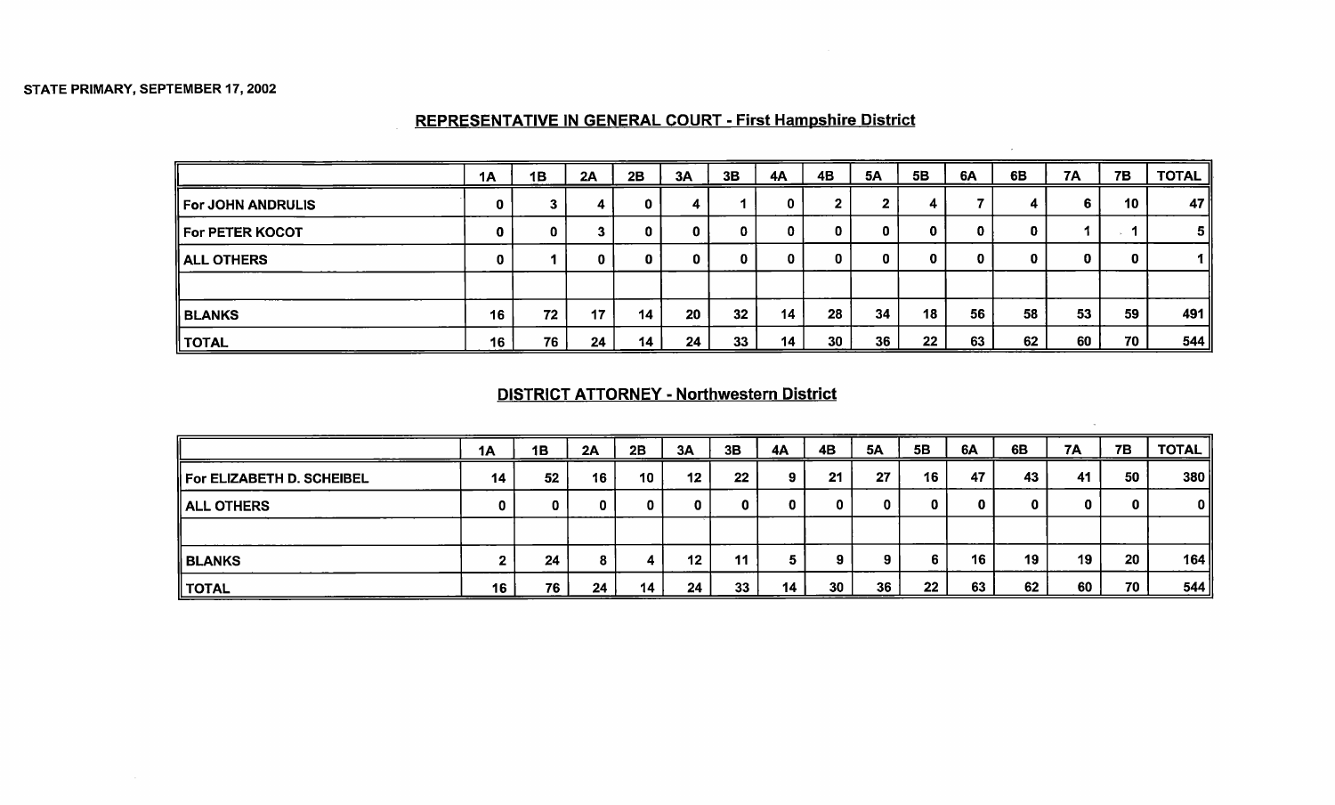STATE PRIMARY, SEPTEMBER 17, 2002

## REPRESENTATIVE IN GENERAL COURT - First Hampshire District

| | 1A | 1B | 2A | 2B | 3A | 3B | 4A | 4B | 5A | 5B | 6A | 6B | 7A | 7B | TOTAL |
|---|---|---|---|---|---|---|---|---|---|---|---|---|---|---|---|
| For JOHN ANDRULIS | 0 | 3 | 4 | 0 | 4 | 1 | 0 | 2 | 2 | 4 | 7 | 4 | 6 | 10 | 47 |
| For PETER KOCOT | 0 | 0 | 3 | 0 | 0 | 0 | 0 | 0 | 0 | 0 | 0 | 0 | 1 | 1 | 5 |
| ALL OTHERS | 0 | 1 | 0 | 0 | 0 | 0 | 0 | 0 | 0 | 0 | 0 | 0 | 0 | 0 | 1 |
| | | | | | | | | | | | | | | | |
| BLANKS | 16 | 72 | 17 | 14 | 20 | 32 | 14 | 28 | 34 | 18 | 56 | 58 | 53 | 59 | 491 |
| TOTAL | 16 | 76 | 24 | 14 | 24 | 33 | 14 | 30 | 36 | 22 | 63 | 62 | 60 | 70 | 544 |

## DISTRICT ATTORNEY - Northwestern District

| | 1A | 1B | 2A | 2B | 3A | 3B | 4A | 4B | 5A | 5B | 6A | 6B | 7A | 7B | TOTAL |
|---|---|---|---|---|---|---|---|---|---|---|---|---|---|---|---|
| For ELIZABETH D. SCHEIBEL | 14 | 52 | 16 | 10 | 12 | 22 | 9 | 21 | 27 | 16 | 47 | 43 | 41 | 50 | 380 |
| ALL OTHERS | 0 | 0 | 0 | 0 | 0 | 0 | 0 | 0 | 0 | 0 | 0 | 0 | 0 | 0 | 0 |
| | | | | | | | | | | | | | | | |
| BLANKS | 2 | 24 | 8 | 4 | 12 | 11 | 5 | 9 | 9 | 6 | 16 | 19 | 19 | 20 | 164 |
| TOTAL | 16 | 76 | 24 | 14 | 24 | 33 | 14 | 30 | 36 | 22 | 63 | 62 | 60 | 70 | 544 |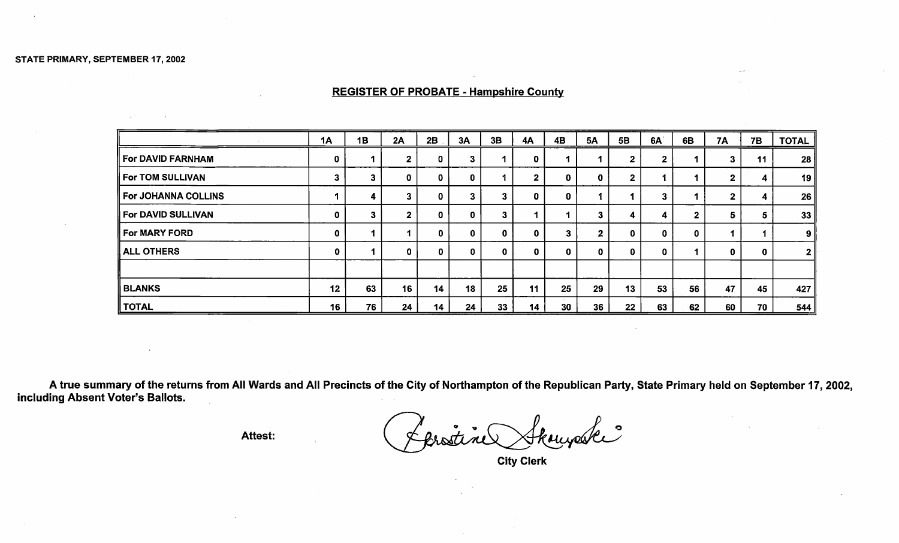STATE PRIMARY, SEPTEMBER 17, 2002

## REGISTER OF PROBATE - Hampshire County

| | 1A | 1B | 2A | 2B | 3A | 3B | 4A | 4B | 5A | 5B | 6A | 6B | 7A | 7B | TOTAL |
|---|---|---|---|---|---|---|---|---|---|---|---|---|---|---|---|
| For DAVID FARNHAM | 0 | 1 | 2 | 0 | 3 | 1 | 0 | 1 | 1 | 2 | 2 | 1 | 3 | 11 | 28 |
| For TOM SULLIVAN | 3 | 3 | 0 | 0 | 0 | 1 | 2 | 0 | 0 | 2 | 1 | 1 | 2 | 4 | 19 |
| For JOHANNA COLLINS | 1 | 4 | 3 | 0 | 3 | 3 | 0 | 0 | 1 | 1 | 3 | 1 | 2 | 4 | 26 |
| For DAVID SULLIVAN | 0 | 3 | 2 | 0 | 0 | 3 | 1 | 1 | 3 | 4 | 4 | 2 | 5 | 5 | 33 |
| For MARY FORD | 0 | 1 | 1 | 0 | 0 | 0 | 0 | 3 | 2 | 0 | 0 | 0 | 1 | 1 | 9 |
| ALL OTHERS | 0 | 1 | 0 | 0 | 0 | 0 | 0 | 0 | 0 | 0 | 0 | 1 | 0 | 0 | 2 |
| | | | | | | | | | | | | | | | |
| BLANKS | 12 | 63 | 16 | 14 | 18 | 25 | 11 | 25 | 29 | 13 | 53 | 56 | 47 | 45 | 427 |
| TOTAL | 16 | 76 | 24 | 14 | 24 | 33 | 14 | 30 | 36 | 22 | 63 | 62 | 60 | 70 | 544 |

**A true summary of the returns from All Wards and All Precincts of the City of Northampton of the Republican Party, State Primary held on September 17, 2002, including Absent Voter's Ballots.**

**Attest:** Christine Skorupski

**City Clerk**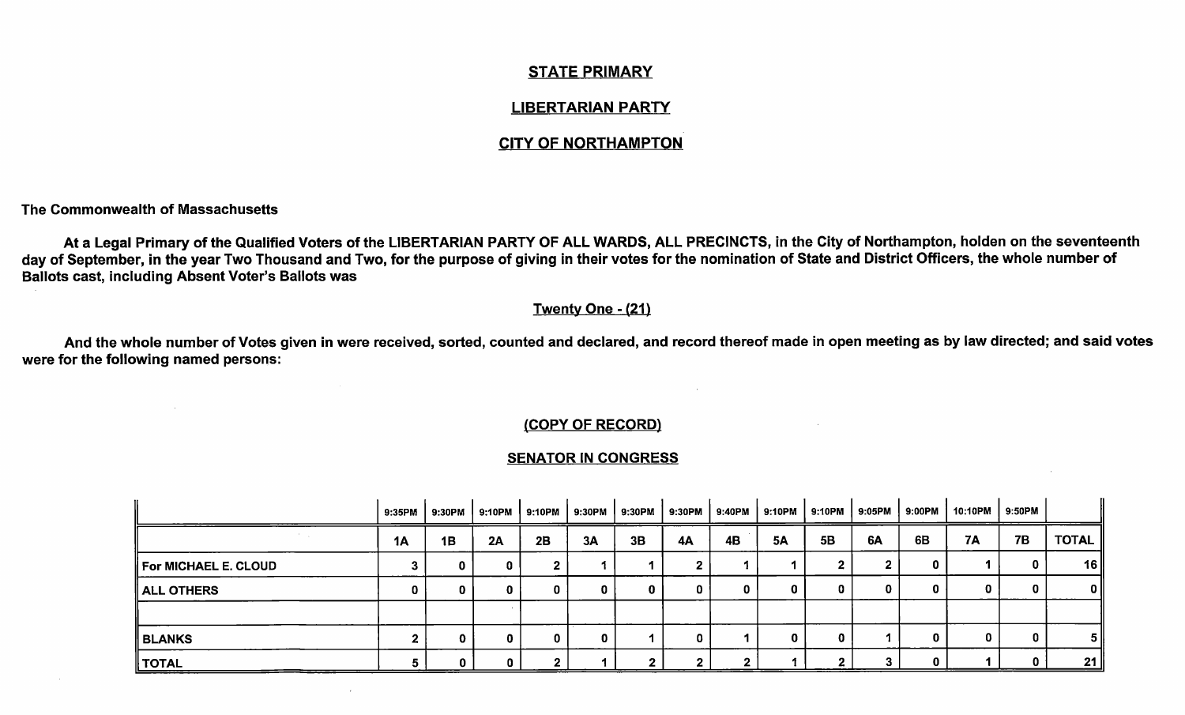**STATE PRIMARY**

**LIBERTARIAN PARTY**

**CITY OF NORTHAMPTON**

**The Commonwealth of Massachusetts**

**At a Legal Primary of the Qualified Voters of the LIBERTARIAN PARTY OF ALL WARDS, ALL PRECINCTS, in the City of Northampton, holden on the seventeenth day of September, in the year Two Thousand and Two, for the purpose of giving in their votes for the nomination of State and District Officers, the whole number of Ballots cast, including Absent Voter's Ballots was**

**Twenty One - (21)**

**And the whole number of Votes given in were received, sorted, counted and declared, and record thereof made in open meeting as by law directed; and said votes were for the following named persons:**

**(COPY OF RECORD)**

**SENATOR IN CONGRESS**

| | 9:35PM | 9:30PM | 9:10PM | 9:10PM | 9:30PM | 9:30PM | 9:30PM | 9:40PM | 9:10PM | 9:10PM | 9:05PM | 9:00PM | 10:10PM | 9:50PM | |
|---|---|---|---|---|---|---|---|---|---|---|---|---|---|---|---|
| | 1A | 1B | 2A | 2B | 3A | 3B | 4A | 4B | 5A | 5B | 6A | 6B | 7A | 7B | TOTAL |
| For MICHAEL E. CLOUD | 3 | 0 | 0 | 2 | 1 | 1 | 2 | 1 | 1 | 2 | 2 | 0 | 1 | 0 | 16 |
| ALL OTHERS | 0 | 0 | 0 | 0 | 0 | 0 | 0 | 0 | 0 | 0 | 0 | 0 | 0 | 0 | 0 |
| | | | | | | | | | | | | | | | |
| BLANKS | 2 | 0 | 0 | 0 | 0 | 1 | 0 | 1 | 0 | 0 | 1 | 0 | 0 | 0 | 5 |
| TOTAL | 5 | 0 | 0 | 2 | 1 | 2 | 2 | 2 | 1 | 2 | 3 | 0 | 1 | 0 | 21 |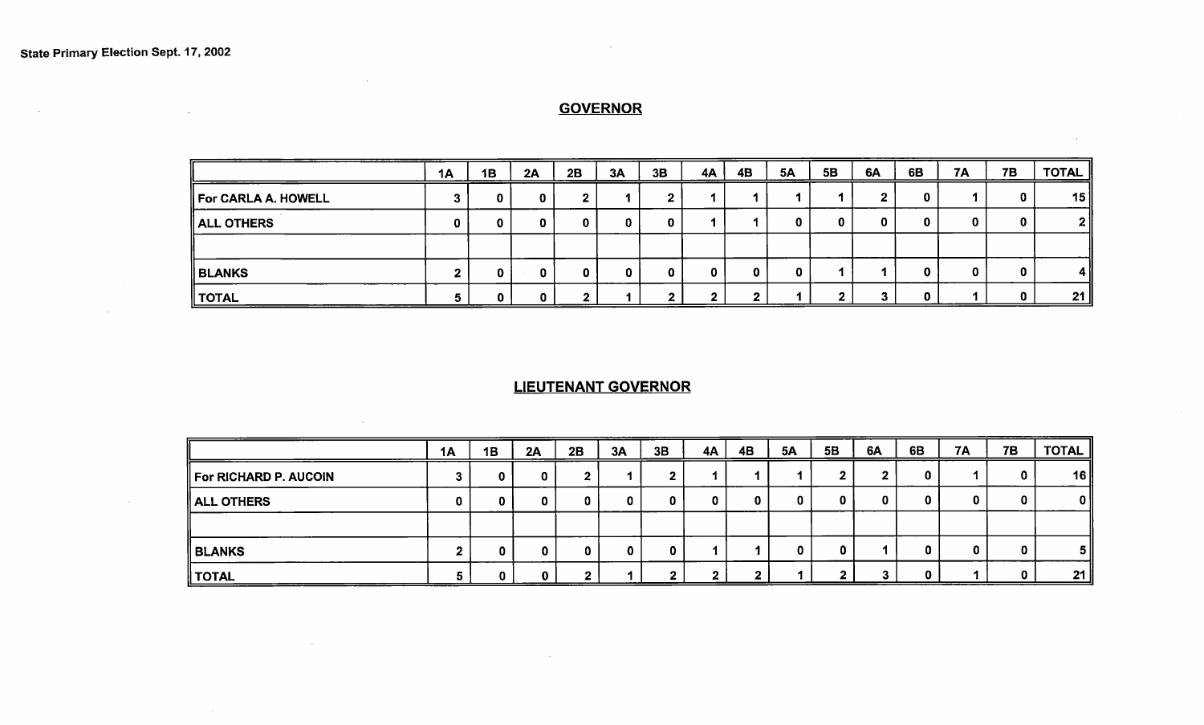State Primary Election Sept. 17, 2002

## GOVERNOR

| | 1A | 1B | 2A | 2B | 3A | 3B | 4A | 4B | 5A | 5B | 6A | 6B | 7A | 7B | TOTAL |
|---|---|---|---|---|---|---|---|---|---|---|---|---|---|---|---|
| For CARLA A. HOWELL | 3 | 0 | 0 | 2 | 1 | 2 | 1 | 1 | 1 | 1 | 2 | 0 | 1 | 0 | 15 |
| ALL OTHERS | 0 | 0 | 0 | 0 | 0 | 0 | 1 | 1 | 0 | 0 | 0 | 0 | 0 | 0 | 2 |
| | | | | | | | | | | | | | | | |
| BLANKS | 2 | 0 | 0 | 0 | 0 | 0 | 0 | 0 | 0 | 1 | 1 | 0 | 0 | 0 | 4 |
| TOTAL | 5 | 0 | 0 | 2 | 1 | 2 | 2 | 2 | 1 | 2 | 3 | 0 | 1 | 0 | 21 |

## LIEUTENANT GOVERNOR

| | 1A | 1B | 2A | 2B | 3A | 3B | 4A | 4B | 5A | 5B | 6A | 6B | 7A | 7B | TOTAL |
|---|---|---|---|---|---|---|---|---|---|---|---|---|---|---|---|
| For RICHARD P. AUCOIN | 3 | 0 | 0 | 2 | 1 | 2 | 1 | 1 | 1 | 2 | 2 | 0 | 1 | 0 | 16 |
| ALL OTHERS | 0 | 0 | 0 | 0 | 0 | 0 | 0 | 0 | 0 | 0 | 0 | 0 | 0 | 0 | 0 |
| | | | | | | | | | | | | | | | |
| BLANKS | 2 | 0 | 0 | 0 | 0 | 0 | 1 | 1 | 0 | 0 | 1 | 0 | 0 | 0 | 5 |
| TOTAL | 5 | 0 | 0 | 2 | 1 | 2 | 2 | 2 | 1 | 2 | 3 | 0 | 1 | 0 | 21 |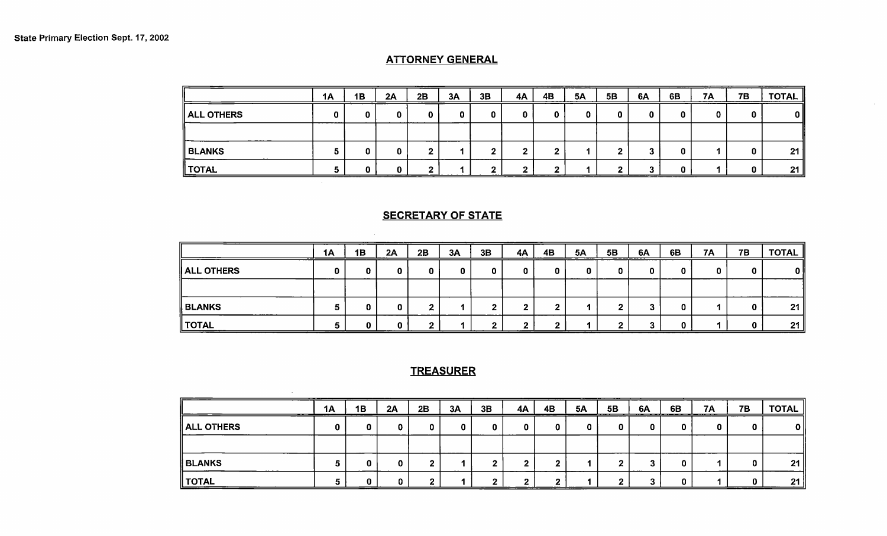State Primary Election Sept. 17, 2002

## ATTORNEY GENERAL

| | 1A | 1B | 2A | 2B | 3A | 3B | 4A | 4B | 5A | 5B | 6A | 6B | 7A | 7B | TOTAL |
|---|---|---|---|---|---|---|---|---|---|---|---|---|---|---|---|
| ALL OTHERS | 0 | 0 | 0 | 0 | 0 | 0 | 0 | 0 | 0 | 0 | 0 | 0 | 0 | 0 | 0 |
| | | | | | | | | | | | | | | | |
| BLANKS | 5 | 0 | 0 | 2 | 1 | 2 | 2 | 2 | 1 | 2 | 3 | 0 | 1 | 0 | 21 |
| TOTAL | 5 | 0 | 0 | 2 | 1 | 2 | 2 | 2 | 1 | 2 | 3 | 0 | 1 | 0 | 21 |

## SECRETARY OF STATE

| | 1A | 1B | 2A | 2B | 3A | 3B | 4A | 4B | 5A | 5B | 6A | 6B | 7A | 7B | TOTAL |
|---|---|---|---|---|---|---|---|---|---|---|---|---|---|---|---|
| ALL OTHERS | 0 | 0 | 0 | 0 | 0 | 0 | 0 | 0 | 0 | 0 | 0 | 0 | 0 | 0 | 0 |
| | | | | | | | | | | | | | | | |
| BLANKS | 5 | 0 | 0 | 2 | 1 | 2 | 2 | 2 | 1 | 2 | 3 | 0 | 1 | 0 | 21 |
| TOTAL | 5 | 0 | 0 | 2 | 1 | 2 | 2 | 2 | 1 | 2 | 3 | 0 | 1 | 0 | 21 |

## TREASURER

| | 1A | 1B | 2A | 2B | 3A | 3B | 4A | 4B | 5A | 5B | 6A | 6B | 7A | 7B | TOTAL |
|---|---|---|---|---|---|---|---|---|---|---|---|---|---|---|---|
| ALL OTHERS | 0 | 0 | 0 | 0 | 0 | 0 | 0 | 0 | 0 | 0 | 0 | 0 | 0 | 0 | 0 |
| | | | | | | | | | | | | | | | |
| BLANKS | 5 | 0 | 0 | 2 | 1 | 2 | 2 | 2 | 1 | 2 | 3 | 0 | 1 | 0 | 21 |
| TOTAL | 5 | 0 | 0 | 2 | 1 | 2 | 2 | 2 | 1 | 2 | 3 | 0 | 1 | 0 | 21 |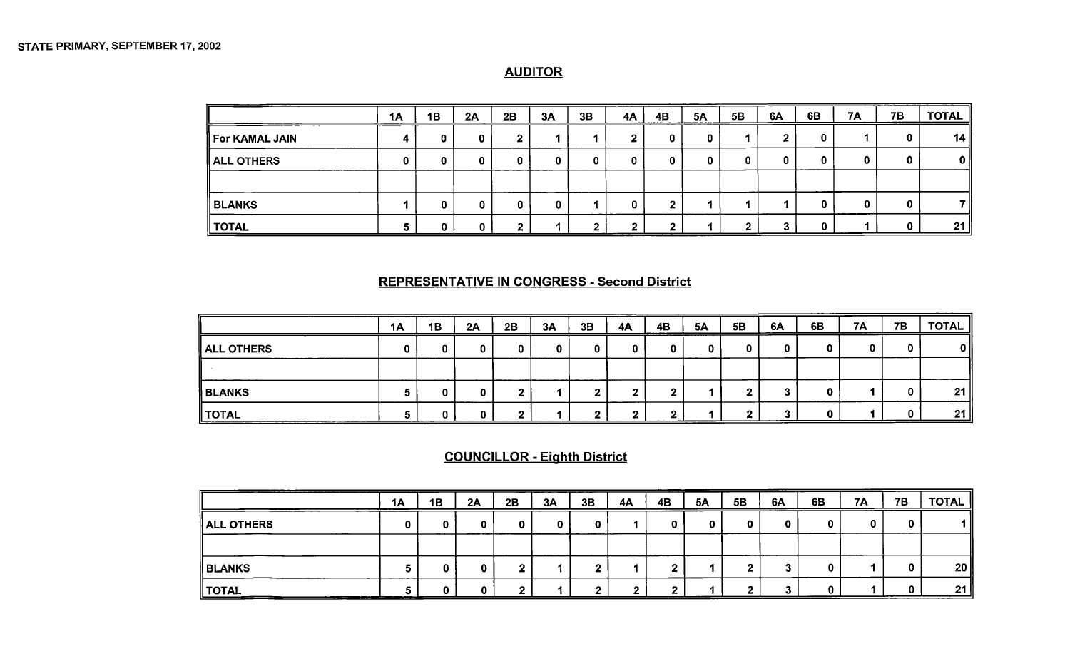STATE PRIMARY, SEPTEMBER 17, 2002

## AUDITOR

| | 1A | 1B | 2A | 2B | 3A | 3B | 4A | 4B | 5A | 5B | 6A | 6B | 7A | 7B | TOTAL |
|---|---|---|---|---|---|---|---|---|---|---|---|---|---|---|---|
| For KAMAL JAIN | 4 | 0 | 0 | 2 | 1 | 1 | 2 | 0 | 0 | 1 | 2 | 0 | 1 | 0 | 14 |
| ALL OTHERS | 0 | 0 | 0 | 0 | 0 | 0 | 0 | 0 | 0 | 0 | 0 | 0 | 0 | 0 | 0 |
| | | | | | | | | | | | | | | | |
| BLANKS | 1 | 0 | 0 | 0 | 0 | 1 | 0 | 2 | 1 | 1 | 1 | 0 | 0 | 0 | 7 |
| TOTAL | 5 | 0 | 0 | 2 | 1 | 2 | 2 | 2 | 1 | 2 | 3 | 0 | 1 | 0 | 21 |

## REPRESENTATIVE IN CONGRESS - Second District

| | 1A | 1B | 2A | 2B | 3A | 3B | 4A | 4B | 5A | 5B | 6A | 6B | 7A | 7B | TOTAL |
|---|---|---|---|---|---|---|---|---|---|---|---|---|---|---|---|
| ALL OTHERS | 0 | 0 | 0 | 0 | 0 | 0 | 0 | 0 | 0 | 0 | 0 | 0 | 0 | 0 | 0 |
| | | | | | | | | | | | | | | | |
| BLANKS | 5 | 0 | 0 | 2 | 1 | 2 | 2 | 2 | 1 | 2 | 3 | 0 | 1 | 0 | 21 |
| TOTAL | 5 | 0 | 0 | 2 | 1 | 2 | 2 | 2 | 1 | 2 | 3 | 0 | 1 | 0 | 21 |

## COUNCILLOR - Eighth District

| | 1A | 1B | 2A | 2B | 3A | 3B | 4A | 4B | 5A | 5B | 6A | 6B | 7A | 7B | TOTAL |
|---|---|---|---|---|---|---|---|---|---|---|---|---|---|---|---|
| ALL OTHERS | 0 | 0 | 0 | 0 | 0 | 0 | 1 | 0 | 0 | 0 | 0 | 0 | 0 | 0 | 1 |
| | | | | | | | | | | | | | | | |
| BLANKS | 5 | 0 | 0 | 2 | 1 | 2 | 1 | 2 | 1 | 2 | 3 | 0 | 1 | 0 | 20 |
| TOTAL | 5 | 0 | 0 | 2 | 1 | 2 | 2 | 2 | 1 | 2 | 3 | 0 | 1 | 0 | 21 |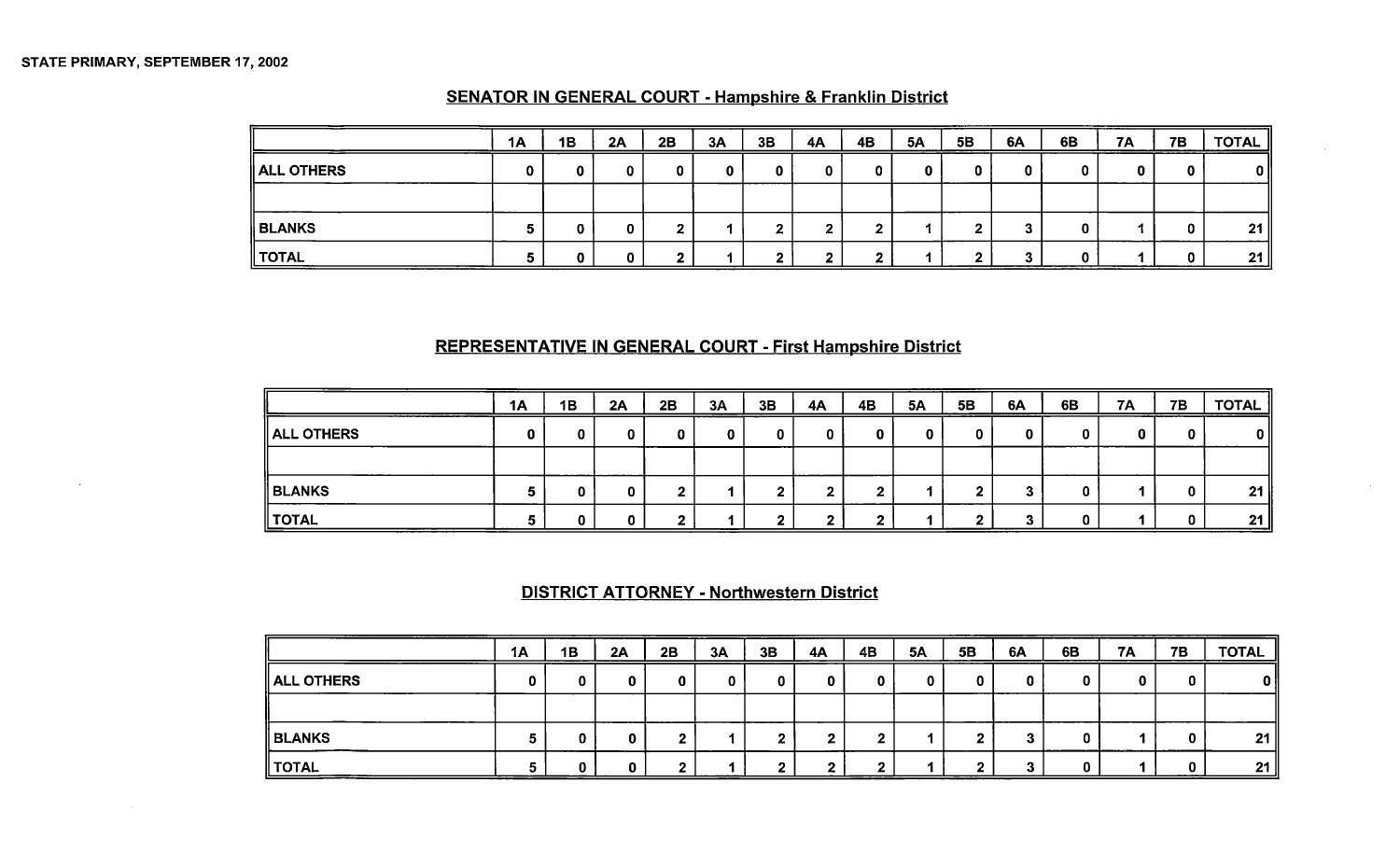STATE PRIMARY, SEPTEMBER 17, 2002

## SENATOR IN GENERAL COURT - Hampshire & Franklin District

| | 1A | 1B | 2A | 2B | 3A | 3B | 4A | 4B | 5A | 5B | 6A | 6B | 7A | 7B | TOTAL |
|---|---|---|---|---|---|---|---|---|---|---|---|---|---|---|---|
| ALL OTHERS | 0 | 0 | 0 | 0 | 0 | 0 | 0 | 0 | 0 | 0 | 0 | 0 | 0 | 0 | 0 |
| | | | | | | | | | | | | | | | |
| BLANKS | 5 | 0 | 0 | 2 | 1 | 2 | 2 | 2 | 1 | 2 | 3 | 0 | 1 | 0 | 21 |
| TOTAL | 5 | 0 | 0 | 2 | 1 | 2 | 2 | 2 | 1 | 2 | 3 | 0 | 1 | 0 | 21 |

## REPRESENTATIVE IN GENERAL COURT - First Hampshire District

| | 1A | 1B | 2A | 2B | 3A | 3B | 4A | 4B | 5A | 5B | 6A | 6B | 7A | 7B | TOTAL |
|---|---|---|---|---|---|---|---|---|---|---|---|---|---|---|---|
| ALL OTHERS | 0 | 0 | 0 | 0 | 0 | 0 | 0 | 0 | 0 | 0 | 0 | 0 | 0 | 0 | 0 |
| | | | | | | | | | | | | | | | |
| BLANKS | 5 | 0 | 0 | 2 | 1 | 2 | 2 | 2 | 1 | 2 | 3 | 0 | 1 | 0 | 21 |
| TOTAL | 5 | 0 | 0 | 2 | 1 | 2 | 2 | 2 | 1 | 2 | 3 | 0 | 1 | 0 | 21 |

## DISTRICT ATTORNEY - Northwestern District

| | 1A | 1B | 2A | 2B | 3A | 3B | 4A | 4B | 5A | 5B | 6A | 6B | 7A | 7B | TOTAL |
|---|---|---|---|---|---|---|---|---|---|---|---|---|---|---|---|
| ALL OTHERS | 0 | 0 | 0 | 0 | 0 | 0 | 0 | 0 | 0 | 0 | 0 | 0 | 0 | 0 | 0 |
| | | | | | | | | | | | | | | | |
| BLANKS | 5 | 0 | 0 | 2 | 1 | 2 | 2 | 2 | 1 | 2 | 3 | 0 | 1 | 0 | 21 |
| TOTAL | 5 | 0 | 0 | 2 | 1 | 2 | 2 | 2 | 1 | 2 | 3 | 0 | 1 | 0 | 21 |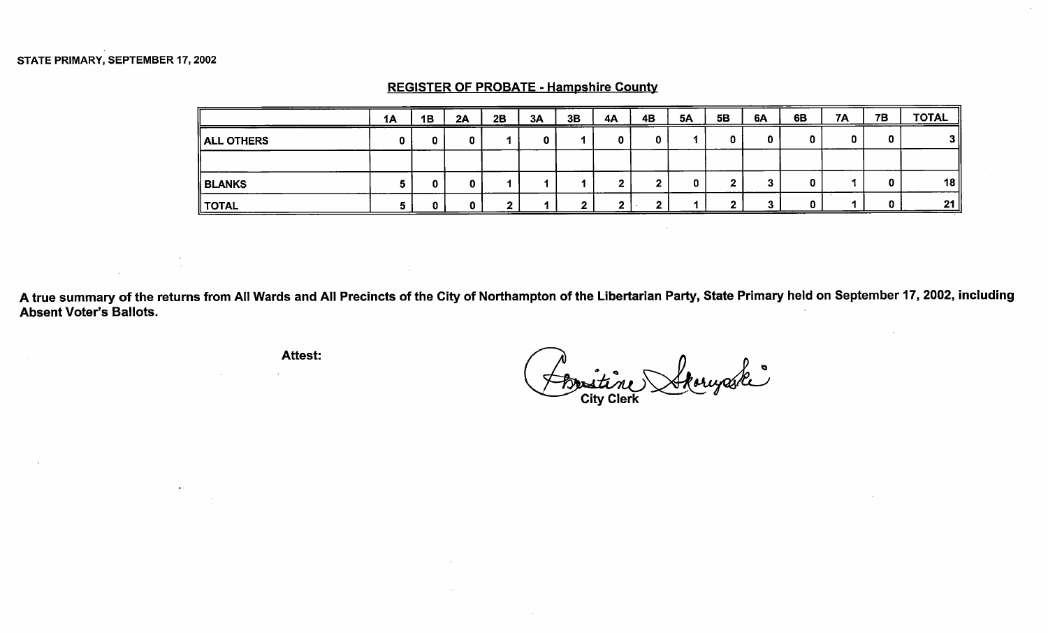STATE PRIMARY, SEPTEMBER 17, 2002

## REGISTER OF PROBATE - Hampshire County

| | 1A | 1B | 2A | 2B | 3A | 3B | 4A | 4B | 5A | 5B | 6A | 6B | 7A | 7B | TOTAL |
|---|---|---|---|---|---|---|---|---|---|---|---|---|---|---|---|
| ALL OTHERS | 0 | 0 | 0 | 1 | 0 | 1 | 0 | 0 | 1 | 0 | 0 | 0 | 0 | 0 | 3 |
| | | | | | | | | | | | | | | | |
| BLANKS | 5 | 0 | 0 | 1 | 1 | 1 | 2 | 2 | 0 | 2 | 3 | 0 | 1 | 0 | 18 |
| TOTAL | 5 | 0 | 0 | 2 | 1 | 2 | 2 | 2 | 1 | 2 | 3 | 0 | 1 | 0 | 21 |

**A true summary of the returns from All Wards and All Precincts of the City of Northampton of the Libertarian Party, State Primary held on September 17, 2002, including Absent Voter's Ballots.**

**Attest:**

Christine Skorupski

**City Clerk**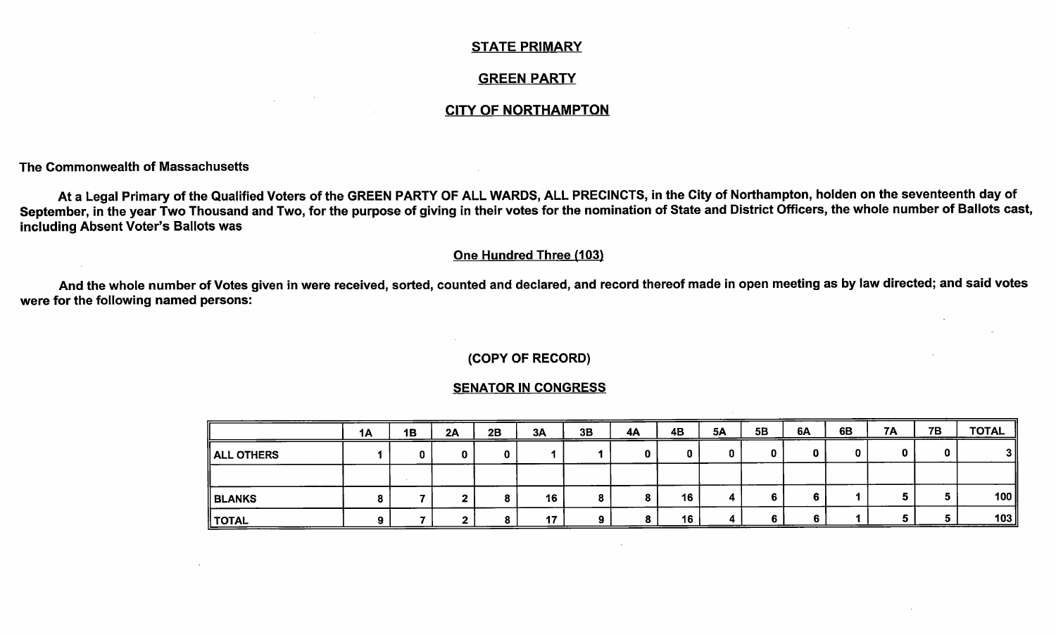## STATE PRIMARY

## GREEN PARTY

## CITY OF NORTHAMPTON

**The Commonwealth of Massachusetts**

**At a Legal Primary of the Qualified Voters of the GREEN PARTY OF ALL WARDS, ALL PRECINCTS, in the City of Northampton, holden on the seventeenth day of September, in the year Two Thousand and Two, for the purpose of giving in their votes for the nomination of State and District Officers, the whole number of Ballots cast, including Absent Voter's Ballots was**

**One Hundred Three (103)**

**And the whole number of Votes given in were received, sorted, counted and declared, and record thereof made in open meeting as by law directed; and said votes were for the following named persons:**

**(COPY OF RECORD)**

**SENATOR IN CONGRESS**

| | 1A | 1B | 2A | 2B | 3A | 3B | 4A | 4B | 5A | 5B | 6A | 6B | 7A | 7B | TOTAL |
|---|---|---|---|---|---|---|---|---|---|---|---|---|---|---|---|
| ALL OTHERS | 1 | 0 | 0 | 0 | 1 | 1 | 0 | 0 | 0 | 0 | 0 | 0 | 0 | 0 | 3 |
| | | | | | | | | | | | | | | | |
| BLANKS | 8 | 7 | 2 | 8 | 16 | 8 | 8 | 16 | 4 | 6 | 6 | 1 | 5 | 5 | 100 |
| TOTAL | 9 | 7 | 2 | 8 | 17 | 9 | 8 | 16 | 4 | 6 | 6 | 1 | 5 | 5 | 103 |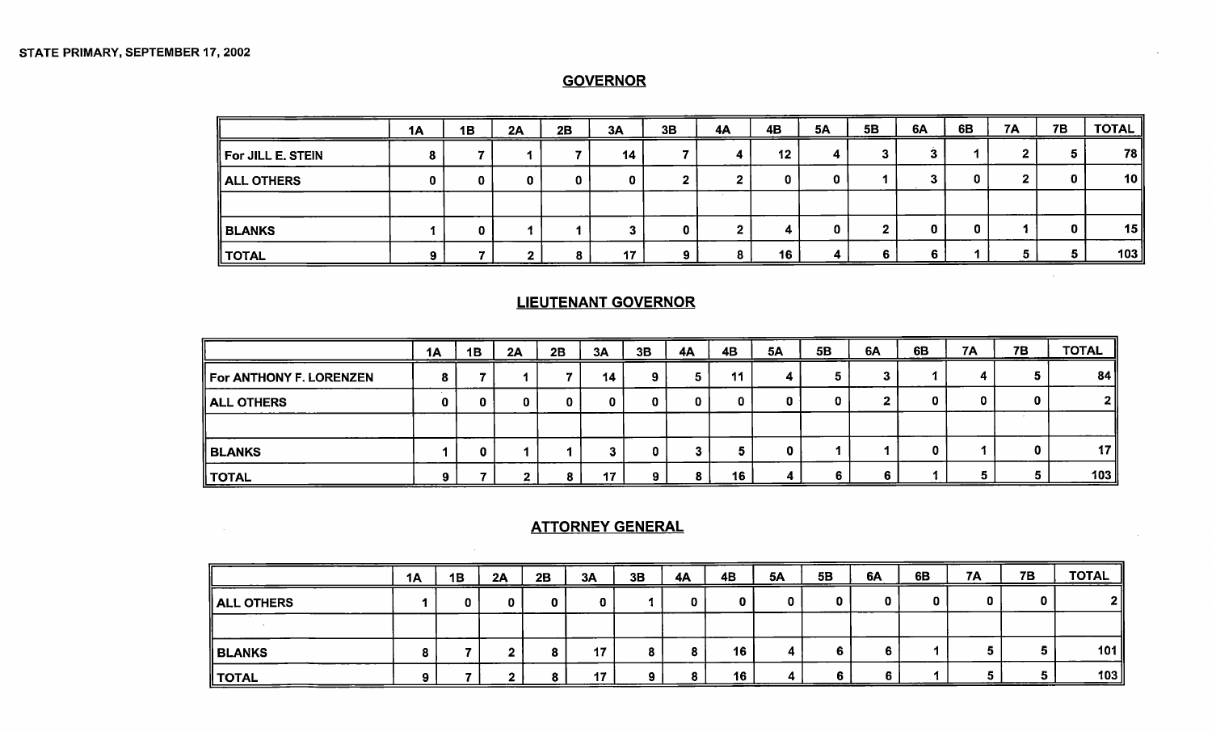STATE PRIMARY, SEPTEMBER 17, 2002

## GOVERNOR

| | 1A | 1B | 2A | 2B | 3A | 3B | 4A | 4B | 5A | 5B | 6A | 6B | 7A | 7B | TOTAL |
|---|---|---|---|---|---|---|---|---|---|---|---|---|---|---|---|
| For JILL E. STEIN | 8 | 7 | 1 | 7 | 14 | 7 | 4 | 12 | 4 | 3 | 3 | 1 | 2 | 5 | 78 |
| ALL OTHERS | 0 | 0 | 0 | 0 | 0 | 2 | 2 | 0 | 0 | 1 | 3 | 0 | 2 | 0 | 10 |
| | | | | | | | | | | | | | | | |
| BLANKS | 1 | 0 | 1 | 1 | 3 | 0 | 2 | 4 | 0 | 2 | 0 | 0 | 1 | 0 | 15 |
| TOTAL | 9 | 7 | 2 | 8 | 17 | 9 | 8 | 16 | 4 | 6 | 6 | 1 | 5 | 5 | 103 |

## LIEUTENANT GOVERNOR

| | 1A | 1B | 2A | 2B | 3A | 3B | 4A | 4B | 5A | 5B | 6A | 6B | 7A | 7B | TOTAL |
|---|---|---|---|---|---|---|---|---|---|---|---|---|---|---|---|
| For ANTHONY F. LORENZEN | 8 | 7 | 1 | 7 | 14 | 9 | 5 | 11 | 4 | 5 | 3 | 1 | 4 | 5 | 84 |
| ALL OTHERS | 0 | 0 | 0 | 0 | 0 | 0 | 0 | 0 | 0 | 0 | 2 | 0 | 0 | 0 | 2 |
| | | | | | | | | | | | | | | | |
| BLANKS | 1 | 0 | 1 | 1 | 3 | 0 | 3 | 5 | 0 | 1 | 1 | 0 | 1 | 0 | 17 |
| TOTAL | 9 | 7 | 2 | 8 | 17 | 9 | 8 | 16 | 4 | 6 | 6 | 1 | 5 | 5 | 103 |

## ATTORNEY GENERAL

| | 1A | 1B | 2A | 2B | 3A | 3B | 4A | 4B | 5A | 5B | 6A | 6B | 7A | 7B | TOTAL |
|---|---|---|---|---|---|---|---|---|---|---|---|---|---|---|---|
| ALL OTHERS | 1 | 0 | 0 | 0 | 0 | 1 | 0 | 0 | 0 | 0 | 0 | 0 | 0 | 0 | 2 |
| | | | | | | | | | | | | | | | |
| BLANKS | 8 | 7 | 2 | 8 | 17 | 8 | 8 | 16 | 4 | 6 | 6 | 1 | 5 | 5 | 101 |
| TOTAL | 9 | 7 | 2 | 8 | 17 | 9 | 8 | 16 | 4 | 6 | 6 | 1 | 5 | 5 | 103 |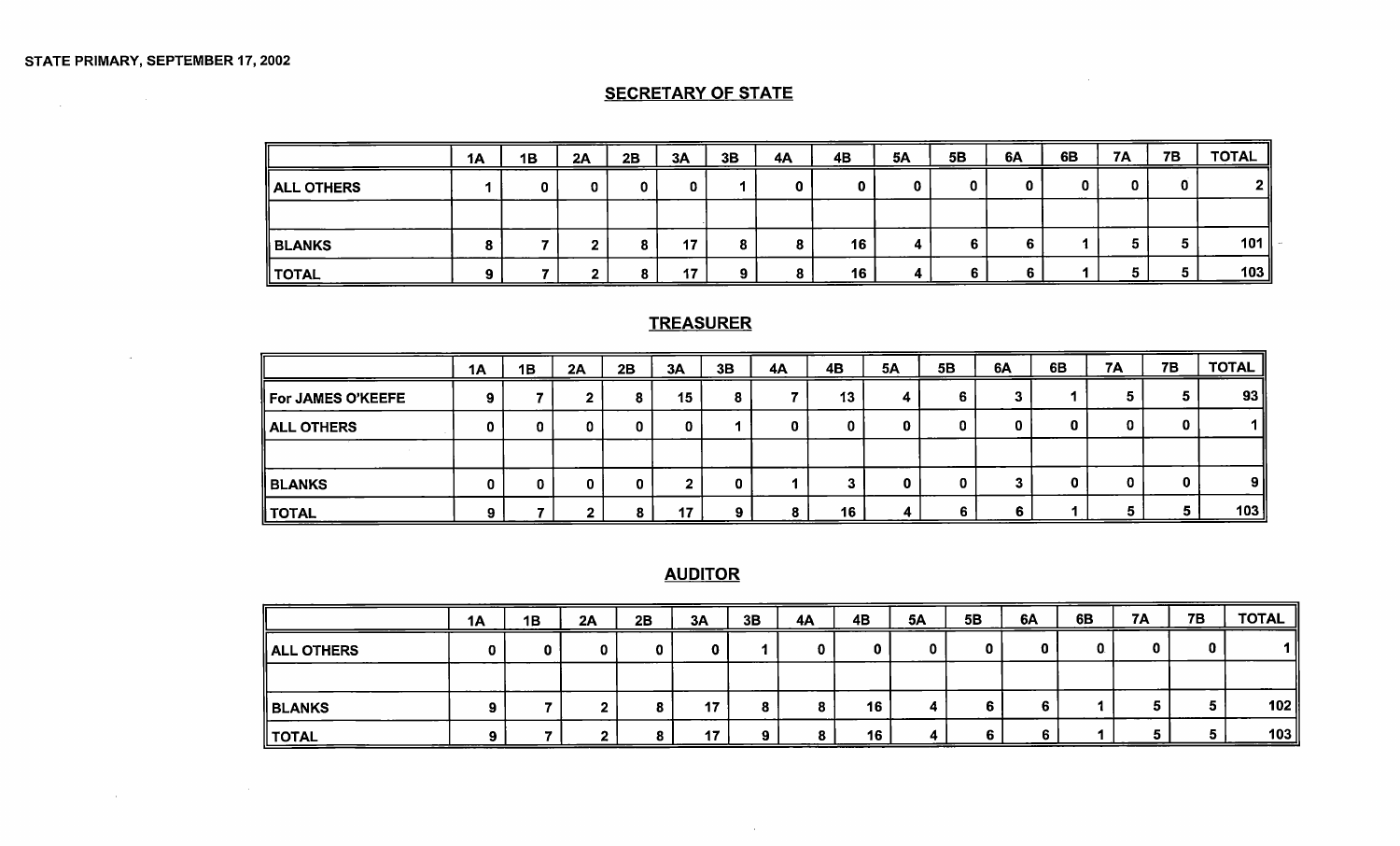STATE PRIMARY, SEPTEMBER 17, 2002

## SECRETARY OF STATE

| | 1A | 1B | 2A | 2B | 3A | 3B | 4A | 4B | 5A | 5B | 6A | 6B | 7A | 7B | TOTAL |
|---|---|---|---|---|---|---|---|---|---|---|---|---|---|---|---|
| ALL OTHERS | 1 | 0 | 0 | 0 | 0 | 1 | 0 | 0 | 0 | 0 | 0 | 0 | 0 | 0 | 2 |
| | | | | | | | | | | | | | | | |
| BLANKS | 8 | 7 | 2 | 8 | 17 | 8 | 8 | 16 | 4 | 6 | 6 | 1 | 5 | 5 | 101 |
| TOTAL | 9 | 7 | 2 | 8 | 17 | 9 | 8 | 16 | 4 | 6 | 6 | 1 | 5 | 5 | 103 |

## TREASURER

| | 1A | 1B | 2A | 2B | 3A | 3B | 4A | 4B | 5A | 5B | 6A | 6B | 7A | 7B | TOTAL |
|---|---|---|---|---|---|---|---|---|---|---|---|---|---|---|---|
| For JAMES O'KEEFE | 9 | 7 | 2 | 8 | 15 | 8 | 7 | 13 | 4 | 6 | 3 | 1 | 5 | 5 | 93 |
| ALL OTHERS | 0 | 0 | 0 | 0 | 0 | 1 | 0 | 0 | 0 | 0 | 0 | 0 | 0 | 0 | 1 |
| | | | | | | | | | | | | | | | |
| BLANKS | 0 | 0 | 0 | 0 | 2 | 0 | 1 | 3 | 0 | 0 | 3 | 0 | 0 | 0 | 9 |
| TOTAL | 9 | 7 | 2 | 8 | 17 | 9 | 8 | 16 | 4 | 6 | 6 | 1 | 5 | 5 | 103 |

## AUDITOR

| | 1A | 1B | 2A | 2B | 3A | 3B | 4A | 4B | 5A | 5B | 6A | 6B | 7A | 7B | TOTAL |
|---|---|---|---|---|---|---|---|---|---|---|---|---|---|---|---|
| ALL OTHERS | 0 | 0 | 0 | 0 | 0 | 1 | 0 | 0 | 0 | 0 | 0 | 0 | 0 | 0 | 1 |
| | | | | | | | | | | | | | | | |
| BLANKS | 9 | 7 | 2 | 8 | 17 | 8 | 8 | 16 | 4 | 6 | 6 | 1 | 5 | 5 | 102 |
| TOTAL | 9 | 7 | 2 | 8 | 17 | 9 | 8 | 16 | 4 | 6 | 6 | 1 | 5 | 5 | 103 |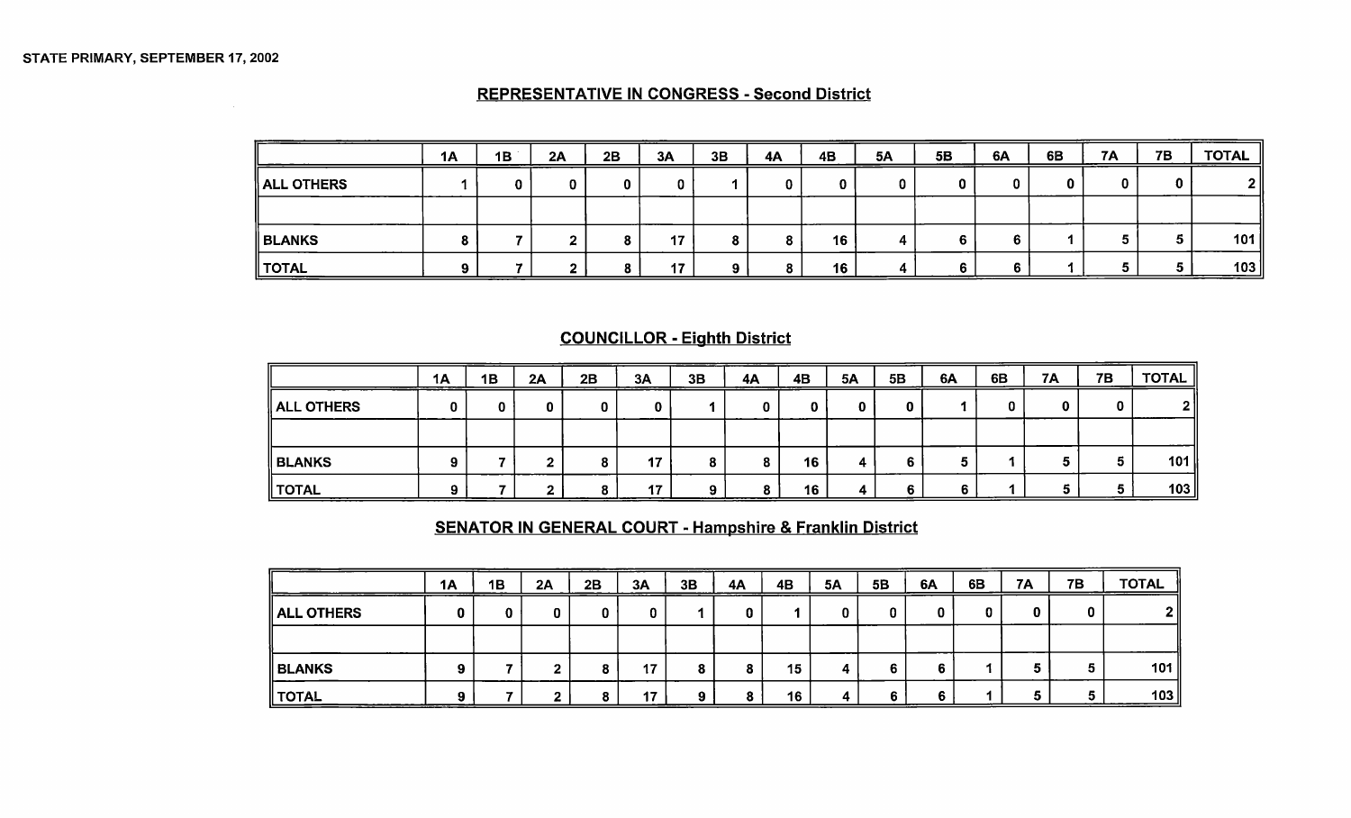STATE PRIMARY, SEPTEMBER 17, 2002

## REPRESENTATIVE IN CONGRESS - Second District

| | 1A | 1B | 2A | 2B | 3A | 3B | 4A | 4B | 5A | 5B | 6A | 6B | 7A | 7B | TOTAL |
|---|---|---|---|---|---|---|---|---|---|---|---|---|---|---|---|
| ALL OTHERS | 1 | 0 | 0 | 0 | 0 | 1 | 0 | 0 | 0 | 0 | 0 | 0 | 0 | 0 | 2 |
| | | | | | | | | | | | | | | | |
| BLANKS | 8 | 7 | 2 | 8 | 17 | 8 | 8 | 16 | 4 | 6 | 6 | 1 | 5 | 5 | 101 |
| TOTAL | 9 | 7 | 2 | 8 | 17 | 9 | 8 | 16 | 4 | 6 | 6 | 1 | 5 | 5 | 103 |

## COUNCILLOR - Eighth District

| | 1A | 1B | 2A | 2B | 3A | 3B | 4A | 4B | 5A | 5B | 6A | 6B | 7A | 7B | TOTAL |
|---|---|---|---|---|---|---|---|---|---|---|---|---|---|---|---|
| ALL OTHERS | 0 | 0 | 0 | 0 | 0 | 1 | 0 | 0 | 0 | 0 | 1 | 0 | 0 | 0 | 2 |
| | | | | | | | | | | | | | | | |
| BLANKS | 9 | 7 | 2 | 8 | 17 | 8 | 8 | 16 | 4 | 6 | 5 | 1 | 5 | 5 | 101 |
| TOTAL | 9 | 7 | 2 | 8 | 17 | 9 | 8 | 16 | 4 | 6 | 6 | 1 | 5 | 5 | 103 |

## SENATOR IN GENERAL COURT - Hampshire & Franklin District

| | 1A | 1B | 2A | 2B | 3A | 3B | 4A | 4B | 5A | 5B | 6A | 6B | 7A | 7B | TOTAL |
|---|---|---|---|---|---|---|---|---|---|---|---|---|---|---|---|
| ALL OTHERS | 0 | 0 | 0 | 0 | 0 | 1 | 0 | 1 | 0 | 0 | 0 | 0 | 0 | 0 | 2 |
| | | | | | | | | | | | | | | | |
| BLANKS | 9 | 7 | 2 | 8 | 17 | 8 | 8 | 15 | 4 | 6 | 6 | 1 | 5 | 5 | 101 |
| TOTAL | 9 | 7 | 2 | 8 | 17 | 9 | 8 | 16 | 4 | 6 | 6 | 1 | 5 | 5 | 103 |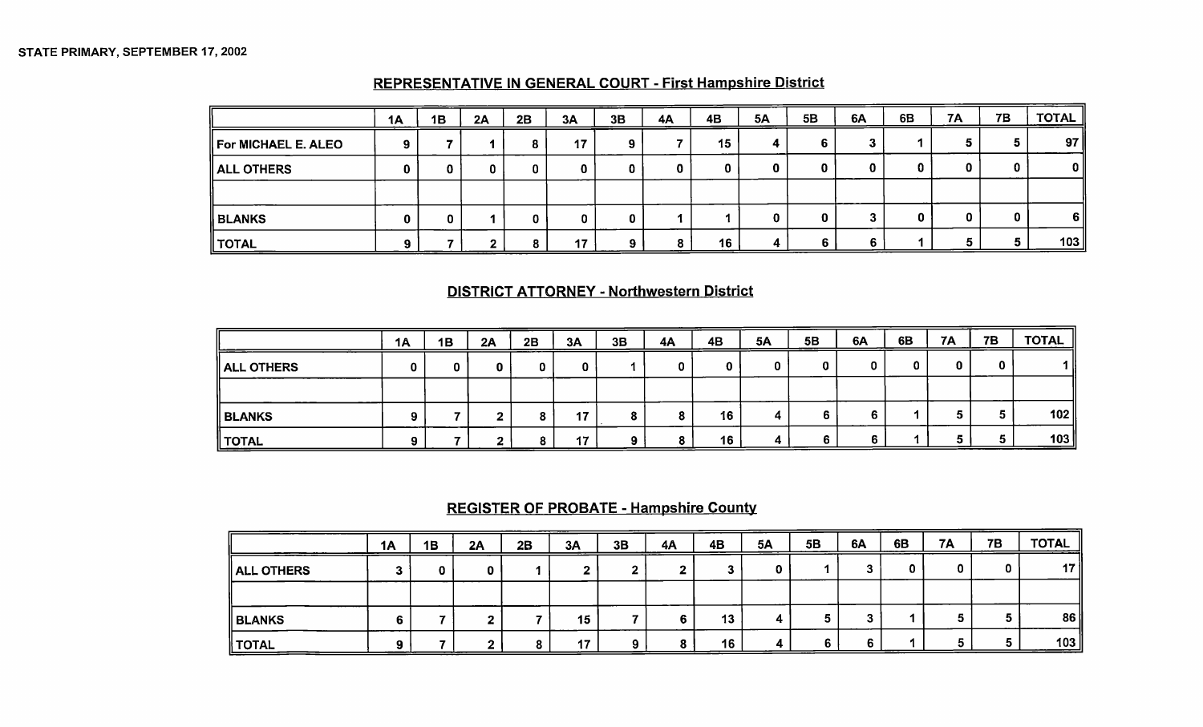STATE PRIMARY, SEPTEMBER 17, 2002

## REPRESENTATIVE IN GENERAL COURT - First Hampshire District

| | 1A | 1B | 2A | 2B | 3A | 3B | 4A | 4B | 5A | 5B | 6A | 6B | 7A | 7B | TOTAL |
|---|---|---|---|---|---|---|---|---|---|---|---|---|---|---|---|
| For MICHAEL E. ALEO | 9 | 7 | 1 | 8 | 17 | 9 | 7 | 15 | 4 | 6 | 3 | 1 | 5 | 5 | 97 |
| ALL OTHERS | 0 | 0 | 0 | 0 | 0 | 0 | 0 | 0 | 0 | 0 | 0 | 0 | 0 | 0 | 0 |
| | | | | | | | | | | | | | | | |
| BLANKS | 0 | 0 | 1 | 0 | 0 | 0 | 1 | 1 | 0 | 0 | 3 | 0 | 0 | 0 | 6 |
| TOTAL | 9 | 7 | 2 | 8 | 17 | 9 | 8 | 16 | 4 | 6 | 6 | 1 | 5 | 5 | 103 |

## DISTRICT ATTORNEY - Northwestern District

| | 1A | 1B | 2A | 2B | 3A | 3B | 4A | 4B | 5A | 5B | 6A | 6B | 7A | 7B | TOTAL |
|---|---|---|---|---|---|---|---|---|---|---|---|---|---|---|---|
| ALL OTHERS | 0 | 0 | 0 | 0 | 0 | 1 | 0 | 0 | 0 | 0 | 0 | 0 | 0 | 0 | 1 |
| | | | | | | | | | | | | | | | |
| BLANKS | 9 | 7 | 2 | 8 | 17 | 8 | 8 | 16 | 4 | 6 | 6 | 1 | 5 | 5 | 102 |
| TOTAL | 9 | 7 | 2 | 8 | 17 | 9 | 8 | 16 | 4 | 6 | 6 | 1 | 5 | 5 | 103 |

## REGISTER OF PROBATE - Hampshire County

| | 1A | 1B | 2A | 2B | 3A | 3B | 4A | 4B | 5A | 5B | 6A | 6B | 7A | 7B | TOTAL |
|---|---|---|---|---|---|---|---|---|---|---|---|---|---|---|---|
| ALL OTHERS | 3 | 0 | 0 | 1 | 2 | 2 | 2 | 3 | 0 | 1 | 3 | 0 | 0 | 0 | 17 |
| | | | | | | | | | | | | | | | |
| BLANKS | 6 | 7 | 2 | 7 | 15 | 7 | 6 | 13 | 4 | 5 | 3 | 1 | 5 | 5 | 86 |
| TOTAL | 9 | 7 | 2 | 8 | 17 | 9 | 8 | 16 | 4 | 6 | 6 | 1 | 5 | 5 | 103 |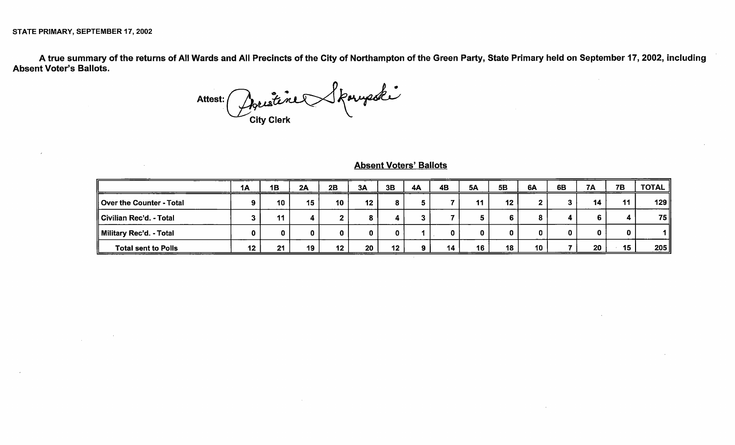STATE PRIMARY, SEPTEMBER 17, 2002

**A true summary of the returns of All Wards and All Precincts of the City of Northampton of the Green Party, State Primary held on September 17, 2002, including Absent Voter's Ballots.**

Attest: Christine Skorupski
City Clerk

**Absent Voters' Ballots**

| | 1A | 1B | 2A | 2B | 3A | 3B | 4A | 4B | 5A | 5B | 6A | 6B | 7A | 7B | TOTAL |
|---|---|---|---|---|---|---|---|---|---|---|---|---|---|---|---|
| Over the Counter - Total | 9 | 10 | 15 | 10 | 12 | 8 | 5 | 7 | 11 | 12 | 2 | 3 | 14 | 11 | 129 |
| Civilian Rec'd. - Total | 3 | 11 | 4 | 2 | 8 | 4 | 3 | 7 | 5 | 6 | 8 | 4 | 6 | 4 | 75 |
| Military Rec'd. - Total | 0 | 0 | 0 | 0 | 0 | 0 | 1 | 0 | 0 | 0 | 0 | 0 | 0 | 0 | 1 |
| Total sent to Polls | 12 | 21 | 19 | 12 | 20 | 12 | 9 | 14 | 16 | 18 | 10 | 7 | 20 | 15 | 205 |